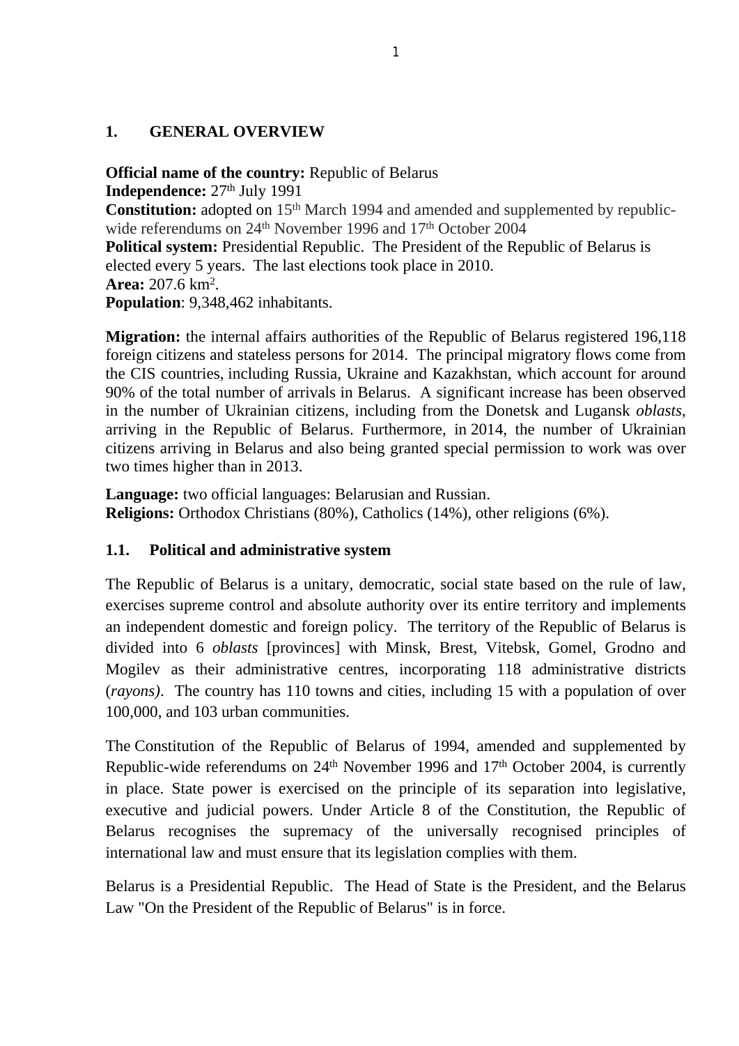# 1. GENERAL OVERVIEW

**Official name of the country:** Republic of Belarus
**Independence:** 27th July 1991
**Constitution:** adopted on 15th March 1994 and amended and supplemented by republic-wide referendums on 24th November 1996 and 17th October 2004
**Political system:** Presidential Republic. The President of the Republic of Belarus is elected every 5 years. The last elections took place in 2010.
**Area:** 207.6 km$^2$.
**Population**: 9,348,462 inhabitants.

**Migration:** the internal affairs authorities of the Republic of Belarus registered 196,118 foreign citizens and stateless persons for 2014. The principal migratory flows come from the CIS countries, including Russia, Ukraine and Kazakhstan, which account for around 90% of the total number of arrivals in Belarus. A significant increase has been observed in the number of Ukrainian citizens, including from the Donetsk and Lugansk *oblasts*, arriving in the Republic of Belarus. Furthermore, in 2014, the number of Ukrainian citizens arriving in Belarus and also being granted special permission to work was over two times higher than in 2013.

**Language:** two official languages: Belarusian and Russian.
**Religions:** Orthodox Christians (80%), Catholics (14%), other religions (6%).

## 1.1. Political and administrative system

The Republic of Belarus is a unitary, democratic, social state based on the rule of law, exercises supreme control and absolute authority over its entire territory and implements an independent domestic and foreign policy. The territory of the Republic of Belarus is divided into 6 *oblasts* [provinces] with Minsk, Brest, Vitebsk, Gomel, Grodno and Mogilev as their administrative centres, incorporating 118 administrative districts (*rayons)*. The country has 110 towns and cities, including 15 with a population of over 100,000, and 103 urban communities.

The Constitution of the Republic of Belarus of 1994, amended and supplemented by Republic-wide referendums on 24th November 1996 and 17th October 2004, is currently in place. State power is exercised on the principle of its separation into legislative, executive and judicial powers. Under Article 8 of the Constitution, the Republic of Belarus recognises the supremacy of the universally recognised principles of international law and must ensure that its legislation complies with them.

Belarus is a Presidential Republic. The Head of State is the President, and the Belarus Law "On the President of the Republic of Belarus" is in force.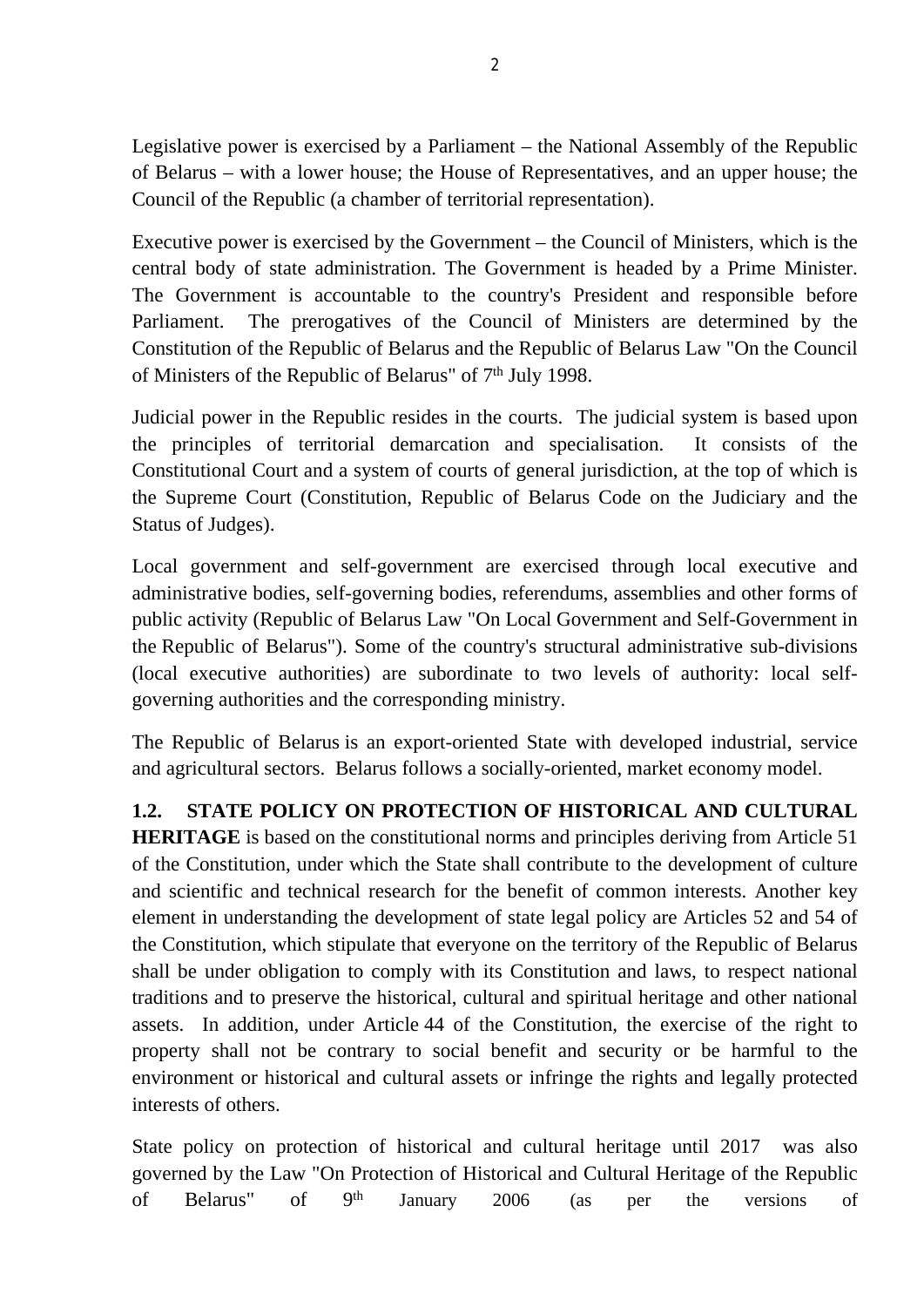Legislative power is exercised by a Parliament – the National Assembly of the Republic of Belarus – with a lower house; the House of Representatives, and an upper house; the Council of the Republic (a chamber of territorial representation).

Executive power is exercised by the Government – the Council of Ministers, which is the central body of state administration. The Government is headed by a Prime Minister. The Government is accountable to the country's President and responsible before Parliament. The prerogatives of the Council of Ministers are determined by the Constitution of the Republic of Belarus and the Republic of Belarus Law "On the Council of Ministers of the Republic of Belarus" of 7th July 1998.

Judicial power in the Republic resides in the courts. The judicial system is based upon the principles of territorial demarcation and specialisation. It consists of the Constitutional Court and a system of courts of general jurisdiction, at the top of which is the Supreme Court (Constitution, Republic of Belarus Code on the Judiciary and the Status of Judges).

Local government and self-government are exercised through local executive and administrative bodies, self-governing bodies, referendums, assemblies and other forms of public activity (Republic of Belarus Law "On Local Government and Self-Government in the Republic of Belarus"). Some of the country's structural administrative sub-divisions (local executive authorities) are subordinate to two levels of authority: local self-governing authorities and the corresponding ministry.

The Republic of Belarus is an export-oriented State with developed industrial, service and agricultural sectors. Belarus follows a socially-oriented, market economy model.

**1.2. STATE POLICY ON PROTECTION OF HISTORICAL AND CULTURAL HERITAGE** is based on the constitutional norms and principles deriving from Article 51 of the Constitution, under which the State shall contribute to the development of culture and scientific and technical research for the benefit of common interests. Another key element in understanding the development of state legal policy are Articles 52 and 54 of the Constitution, which stipulate that everyone on the territory of the Republic of Belarus shall be under obligation to comply with its Constitution and laws, to respect national traditions and to preserve the historical, cultural and spiritual heritage and other national assets. In addition, under Article 44 of the Constitution, the exercise of the right to property shall not be contrary to social benefit and security or be harmful to the environment or historical and cultural assets or infringe the rights and legally protected interests of others.

State policy on protection of historical and cultural heritage until 2017 was also governed by the Law "On Protection of Historical and Cultural Heritage of the Republic of Belarus" of 9th January 2006 (as per the versions of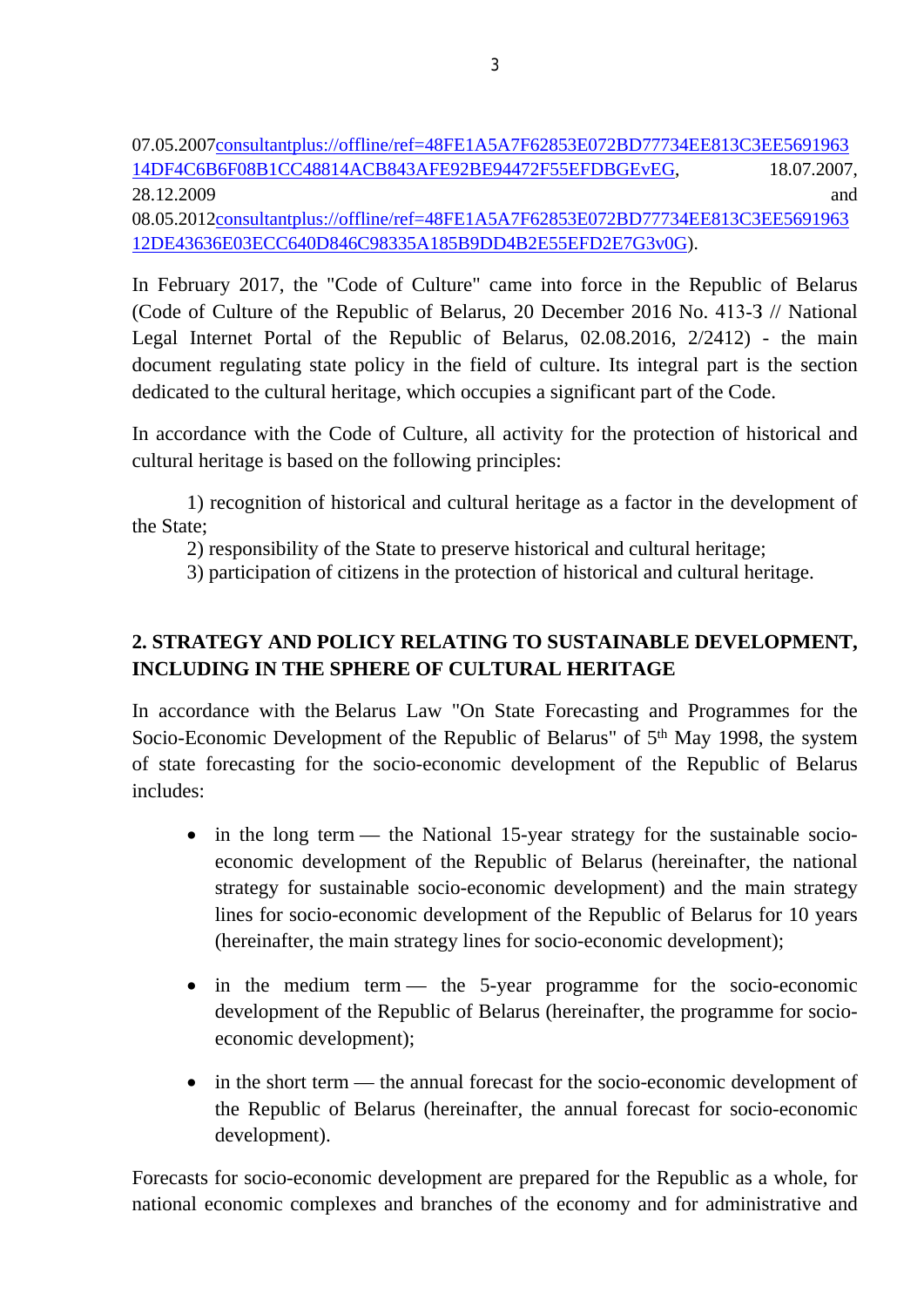07.05.2007[consultantplus://offline/ref=48FE1A5A7F62853E072BD77734EE813C3EE569196314DF4C6B6F08B1CC48814ACB843AFE92BE94472F55EFDBGEvEG](consultantplus://offline/ref=48FE1A5A7F62853E072BD77734EE813C3EE569196314DF4C6B6F08B1CC48814ACB843AFE92BE94472F55EFDBGEvEG), 18.07.2007, 28.12.2009 and 08.05.2012[consultantplus://offline/ref=48FE1A5A7F62853E072BD77734EE813C3EE569196312DE43636E03ECC640D846C98335A185B9DD4B2E55EFD2E7G3v0G](consultantplus://offline/ref=48FE1A5A7F62853E072BD77734EE813C3EE569196312DE43636E03ECC640D846C98335A185B9DD4B2E55EFD2E7G3v0G)).

In February 2017, the "Code of Culture" came into force in the Republic of Belarus (Code of Culture of the Republic of Belarus, 20 December 2016 No. 413-З // National Legal Internet Portal of the Republic of Belarus, 02.08.2016, 2/2412) - the main document regulating state policy in the field of culture. Its integral part is the section dedicated to the cultural heritage, which occupies a significant part of the Code.

In accordance with the Code of Culture, all activity for the protection of historical and cultural heritage is based on the following principles:

1) recognition of historical and cultural heritage as a factor in the development of the State;
2) responsibility of the State to preserve historical and cultural heritage;
3) participation of citizens in the protection of historical and cultural heritage.

## 2. STRATEGY AND POLICY RELATING TO SUSTAINABLE DEVELOPMENT, INCLUDING IN THE SPHERE OF CULTURAL HERITAGE

In accordance with the Belarus Law "On State Forecasting and Programmes for the Socio-Economic Development of the Republic of Belarus" of 5th May 1998, the system of state forecasting for the socio-economic development of the Republic of Belarus includes:

- in the long term — the National 15-year strategy for the sustainable socio-economic development of the Republic of Belarus (hereinafter, the national strategy for sustainable socio-economic development) and the main strategy lines for socio-economic development of the Republic of Belarus for 10 years (hereinafter, the main strategy lines for socio-economic development);

- in the medium term — the 5-year programme for the socio-economic development of the Republic of Belarus (hereinafter, the programme for socio-economic development);

- in the short term — the annual forecast for the socio-economic development of the Republic of Belarus (hereinafter, the annual forecast for socio-economic development).

Forecasts for socio-economic development are prepared for the Republic as a whole, for national economic complexes and branches of the economy and for administrative and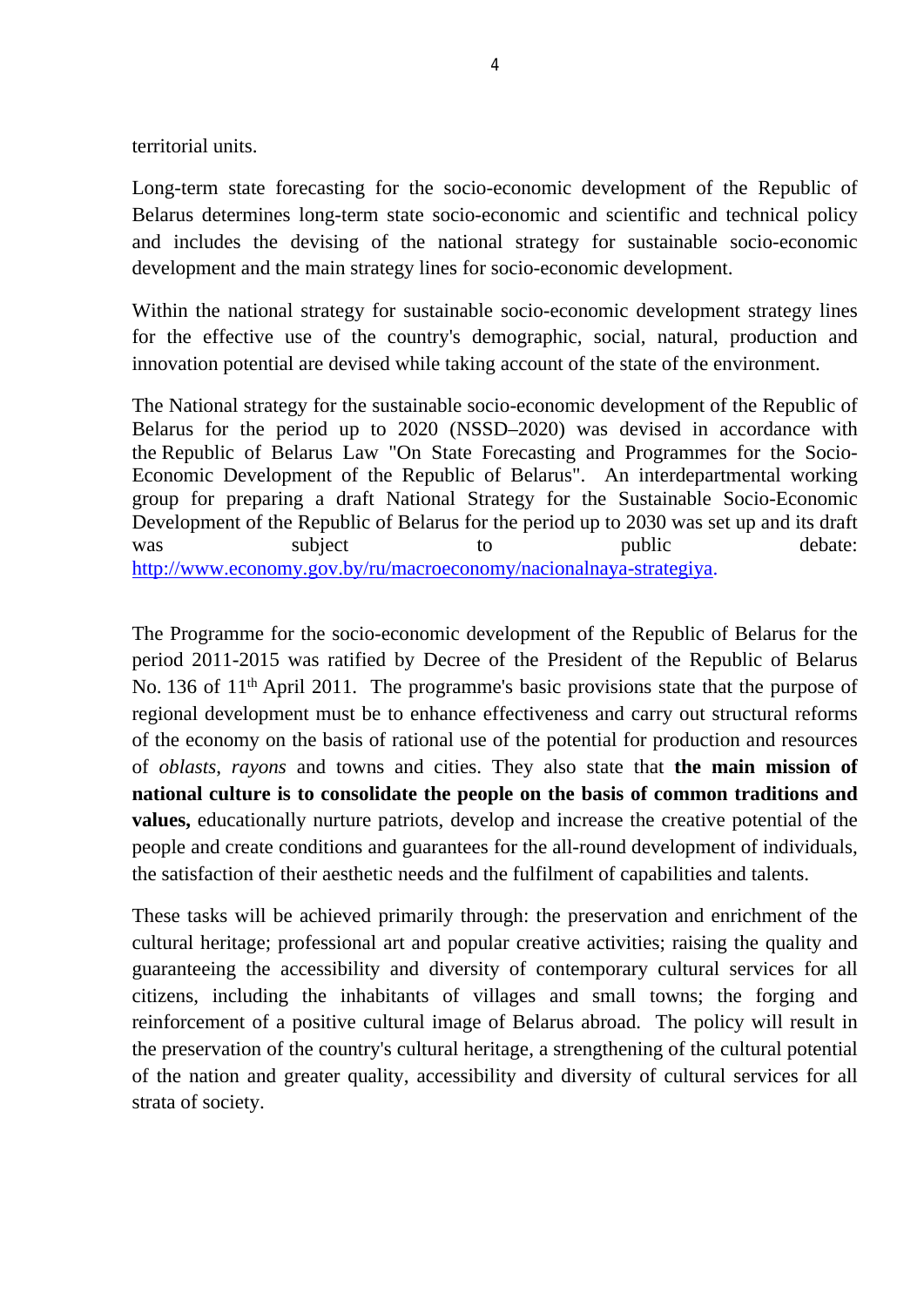territorial units.

Long-term state forecasting for the socio-economic development of the Republic of Belarus determines long-term state socio-economic and scientific and technical policy and includes the devising of the national strategy for sustainable socio-economic development and the main strategy lines for socio-economic development.

Within the national strategy for sustainable socio-economic development strategy lines for the effective use of the country's demographic, social, natural, production and innovation potential are devised while taking account of the state of the environment.

The National strategy for the sustainable socio-economic development of the Republic of Belarus for the period up to 2020 (NSSD–2020) was devised in accordance with the Republic of Belarus Law "On State Forecasting and Programmes for the Socio-Economic Development of the Republic of Belarus". An interdepartmental working group for preparing a draft National Strategy for the Sustainable Socio-Economic Development of the Republic of Belarus for the period up to 2030 was set up and its draft was subject to public debate: [http://www.economy.gov.by/ru/macroeconomy/nacionalnaya-strategiya](http://www.economy.gov.by/ru/macroeconomy/nacionalnaya-strategiya).

The Programme for the socio-economic development of the Republic of Belarus for the period 2011-2015 was ratified by Decree of the President of the Republic of Belarus No. 136 of 11th April 2011. The programme's basic provisions state that the purpose of regional development must be to enhance effectiveness and carry out structural reforms of the economy on the basis of rational use of the potential for production and resources of *oblasts*, *rayons* and towns and cities. They also state that **the main mission of national culture is to consolidate the people on the basis of common traditions and values,** educationally nurture patriots, develop and increase the creative potential of the people and create conditions and guarantees for the all-round development of individuals, the satisfaction of their aesthetic needs and the fulfilment of capabilities and talents.

These tasks will be achieved primarily through: the preservation and enrichment of the cultural heritage; professional art and popular creative activities; raising the quality and guaranteeing the accessibility and diversity of contemporary cultural services for all citizens, including the inhabitants of villages and small towns; the forging and reinforcement of a positive cultural image of Belarus abroad. The policy will result in the preservation of the country's cultural heritage, a strengthening of the cultural potential of the nation and greater quality, accessibility and diversity of cultural services for all strata of society.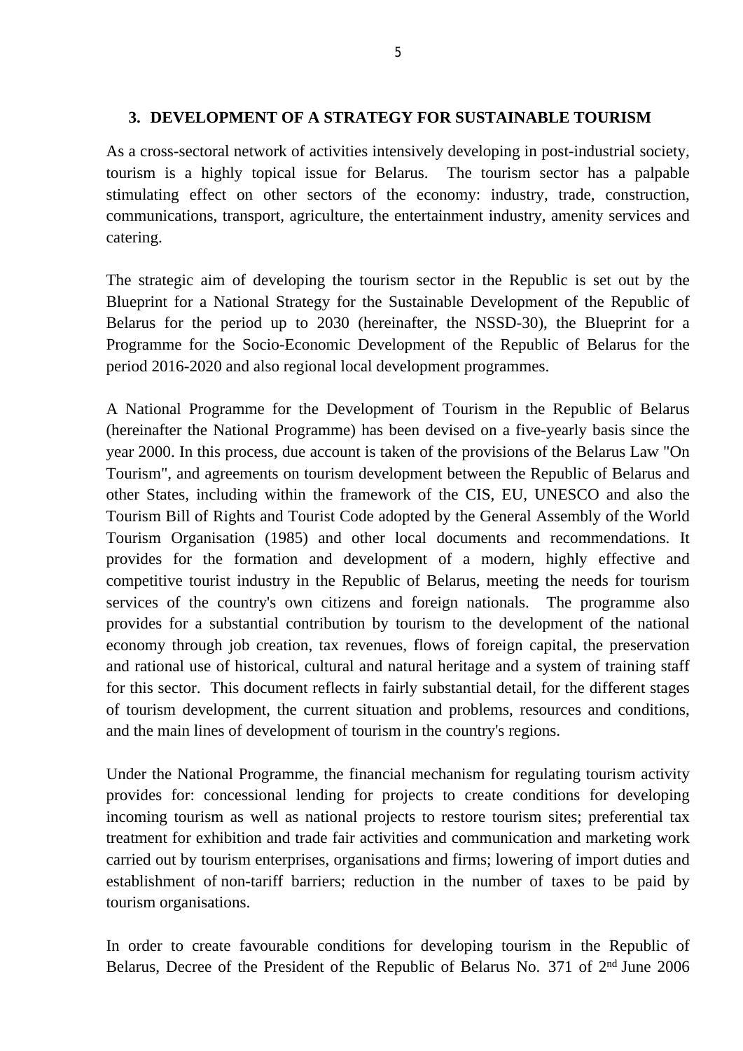## 3. DEVELOPMENT OF A STRATEGY FOR SUSTAINABLE TOURISM

As a cross-sectoral network of activities intensively developing in post-industrial society, tourism is a highly topical issue for Belarus. The tourism sector has a palpable stimulating effect on other sectors of the economy: industry, trade, construction, communications, transport, agriculture, the entertainment industry, amenity services and catering.

The strategic aim of developing the tourism sector in the Republic is set out by the Blueprint for a National Strategy for the Sustainable Development of the Republic of Belarus for the period up to 2030 (hereinafter, the NSSD-30), the Blueprint for a Programme for the Socio-Economic Development of the Republic of Belarus for the period 2016-2020 and also regional local development programmes.

A National Programme for the Development of Tourism in the Republic of Belarus (hereinafter the National Programme) has been devised on a five-yearly basis since the year 2000. In this process, due account is taken of the provisions of the Belarus Law "On Tourism", and agreements on tourism development between the Republic of Belarus and other States, including within the framework of the CIS, EU, UNESCO and also the Tourism Bill of Rights and Tourist Code adopted by the General Assembly of the World Tourism Organisation (1985) and other local documents and recommendations. It provides for the formation and development of a modern, highly effective and competitive tourist industry in the Republic of Belarus, meeting the needs for tourism services of the country's own citizens and foreign nationals. The programme also provides for a substantial contribution by tourism to the development of the national economy through job creation, tax revenues, flows of foreign capital, the preservation and rational use of historical, cultural and natural heritage and a system of training staff for this sector. This document reflects in fairly substantial detail, for the different stages of tourism development, the current situation and problems, resources and conditions, and the main lines of development of tourism in the country's regions.

Under the National Programme, the financial mechanism for regulating tourism activity provides for: concessional lending for projects to create conditions for developing incoming tourism as well as national projects to restore tourism sites; preferential tax treatment for exhibition and trade fair activities and communication and marketing work carried out by tourism enterprises, organisations and firms; lowering of import duties and establishment of non-tariff barriers; reduction in the number of taxes to be paid by tourism organisations.

In order to create favourable conditions for developing tourism in the Republic of Belarus, Decree of the President of the Republic of Belarus No. 371 of 2nd June 2006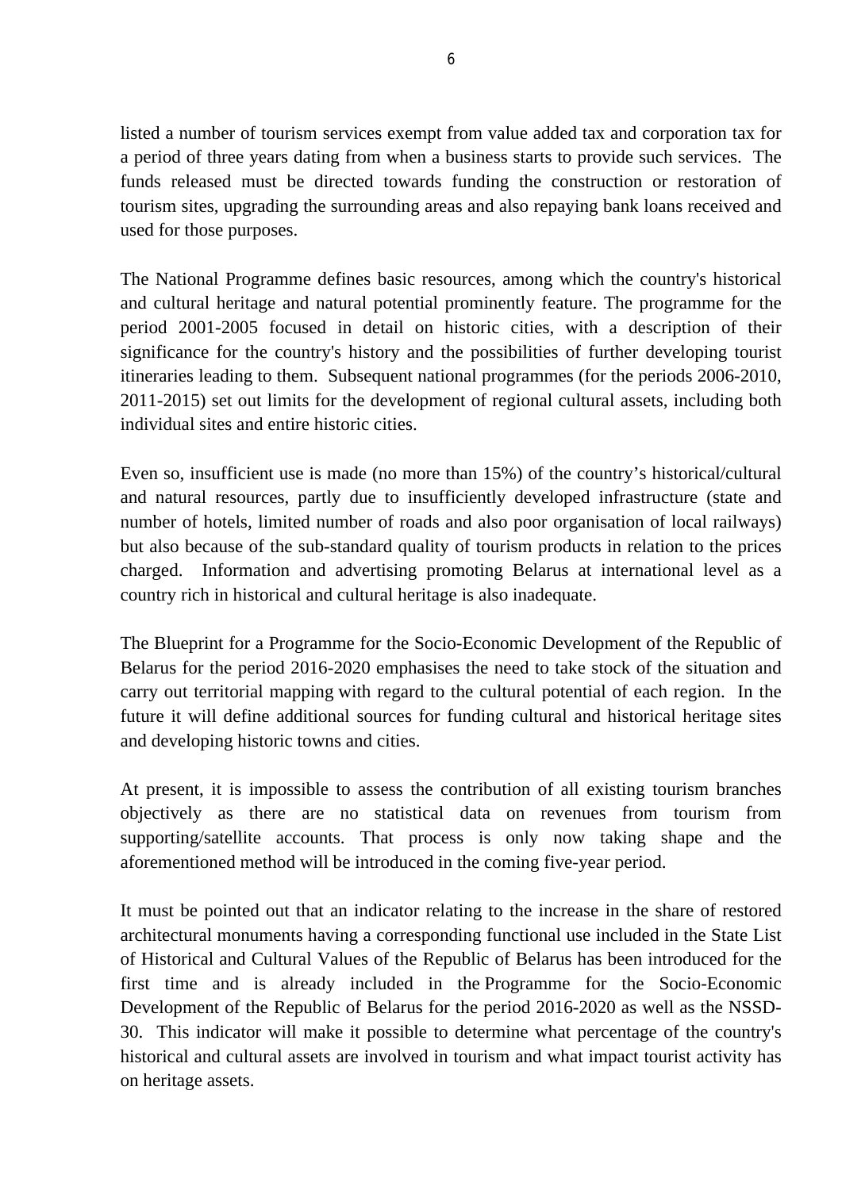listed a number of tourism services exempt from value added tax and corporation tax for a period of three years dating from when a business starts to provide such services. The funds released must be directed towards funding the construction or restoration of tourism sites, upgrading the surrounding areas and also repaying bank loans received and used for those purposes.

The National Programme defines basic resources, among which the country's historical and cultural heritage and natural potential prominently feature. The programme for the period 2001-2005 focused in detail on historic cities, with a description of their significance for the country's history and the possibilities of further developing tourist itineraries leading to them. Subsequent national programmes (for the periods 2006-2010, 2011-2015) set out limits for the development of regional cultural assets, including both individual sites and entire historic cities.

Even so, insufficient use is made (no more than 15%) of the country's historical/cultural and natural resources, partly due to insufficiently developed infrastructure (state and number of hotels, limited number of roads and also poor organisation of local railways) but also because of the sub-standard quality of tourism products in relation to the prices charged. Information and advertising promoting Belarus at international level as a country rich in historical and cultural heritage is also inadequate.

The Blueprint for a Programme for the Socio-Economic Development of the Republic of Belarus for the period 2016-2020 emphasises the need to take stock of the situation and carry out territorial mapping with regard to the cultural potential of each region. In the future it will define additional sources for funding cultural and historical heritage sites and developing historic towns and cities.

At present, it is impossible to assess the contribution of all existing tourism branches objectively as there are no statistical data on revenues from tourism from supporting/satellite accounts. That process is only now taking shape and the aforementioned method will be introduced in the coming five-year period.

It must be pointed out that an indicator relating to the increase in the share of restored architectural monuments having a corresponding functional use included in the State List of Historical and Cultural Values of the Republic of Belarus has been introduced for the first time and is already included in the Programme for the Socio-Economic Development of the Republic of Belarus for the period 2016-2020 as well as the NSSD-30. This indicator will make it possible to determine what percentage of the country's historical and cultural assets are involved in tourism and what impact tourist activity has on heritage assets.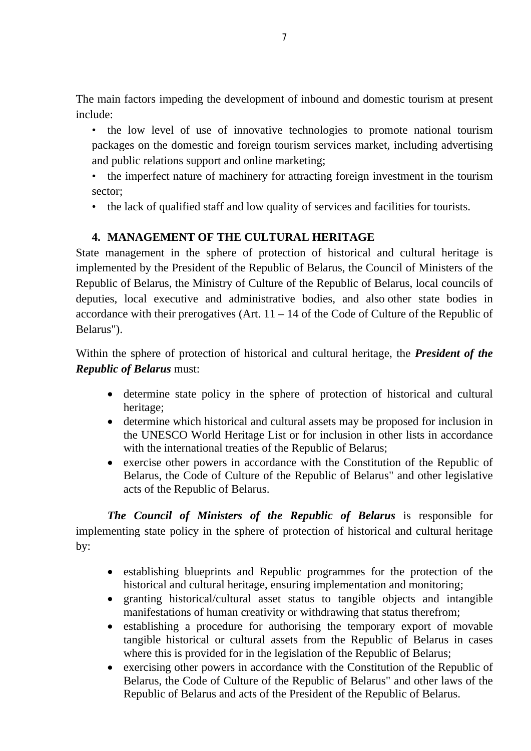The main factors impeding the development of inbound and domestic tourism at present include:

- the low level of use of innovative technologies to promote national tourism packages on the domestic and foreign tourism services market, including advertising and public relations support and online marketing;
- the imperfect nature of machinery for attracting foreign investment in the tourism sector;
- the lack of qualified staff and low quality of services and facilities for tourists.

## 4. MANAGEMENT OF THE CULTURAL HERITAGE

State management in the sphere of protection of historical and cultural heritage is implemented by the President of the Republic of Belarus, the Council of Ministers of the Republic of Belarus, the Ministry of Culture of the Republic of Belarus, local councils of deputies, local executive and administrative bodies, and also other state bodies in accordance with their prerogatives (Art. 11 – 14 of the Code of Culture of the Republic of Belarus").

Within the sphere of protection of historical and cultural heritage, the ***President of the Republic of Belarus*** must:

- determine state policy in the sphere of protection of historical and cultural heritage;
- determine which historical and cultural assets may be proposed for inclusion in the UNESCO World Heritage List or for inclusion in other lists in accordance with the international treaties of the Republic of Belarus;
- exercise other powers in accordance with the Constitution of the Republic of Belarus, the Code of Culture of the Republic of Belarus" and other legislative acts of the Republic of Belarus.

***The Council of Ministers of the Republic of Belarus*** is responsible for implementing state policy in the sphere of protection of historical and cultural heritage by:

- establishing blueprints and Republic programmes for the protection of the historical and cultural heritage, ensuring implementation and monitoring;
- granting historical/cultural asset status to tangible objects and intangible manifestations of human creativity or withdrawing that status therefrom;
- establishing a procedure for authorising the temporary export of movable tangible historical or cultural assets from the Republic of Belarus in cases where this is provided for in the legislation of the Republic of Belarus;
- exercising other powers in accordance with the Constitution of the Republic of Belarus, the Code of Culture of the Republic of Belarus" and other laws of the Republic of Belarus and acts of the President of the Republic of Belarus.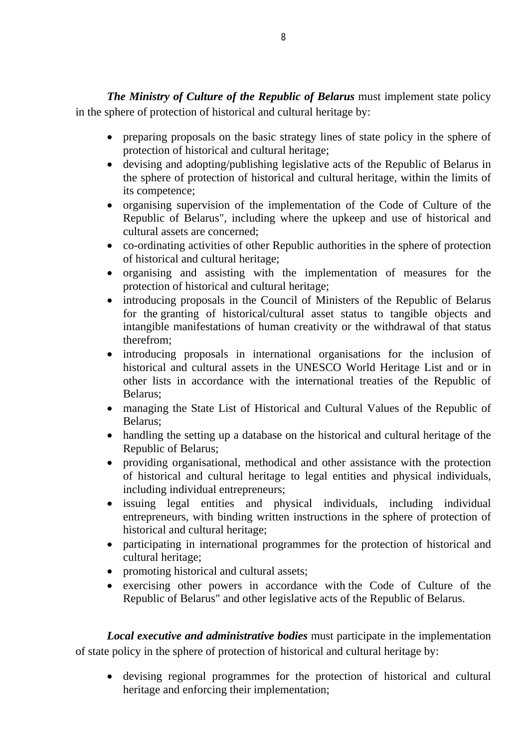***The Ministry of Culture of the Republic of Belarus*** must implement state policy in the sphere of protection of historical and cultural heritage by:

- preparing proposals on the basic strategy lines of state policy in the sphere of protection of historical and cultural heritage;
- devising and adopting/publishing legislative acts of the Republic of Belarus in the sphere of protection of historical and cultural heritage, within the limits of its competence;
- organising supervision of the implementation of the Code of Culture of the Republic of Belarus", including where the upkeep and use of historical and cultural assets are concerned;
- co-ordinating activities of other Republic authorities in the sphere of protection of historical and cultural heritage;
- organising and assisting with the implementation of measures for the protection of historical and cultural heritage;
- introducing proposals in the Council of Ministers of the Republic of Belarus for the granting of historical/cultural asset status to tangible objects and intangible manifestations of human creativity or the withdrawal of that status therefrom;
- introducing proposals in international organisations for the inclusion of historical and cultural assets in the UNESCO World Heritage List and or in other lists in accordance with the international treaties of the Republic of Belarus;
- managing the State List of Historical and Cultural Values of the Republic of Belarus;
- handling the setting up a database on the historical and cultural heritage of the Republic of Belarus;
- providing organisational, methodical and other assistance with the protection of historical and cultural heritage to legal entities and physical individuals, including individual entrepreneurs;
- issuing legal entities and physical individuals, including individual entrepreneurs, with binding written instructions in the sphere of protection of historical and cultural heritage;
- participating in international programmes for the protection of historical and cultural heritage;
- promoting historical and cultural assets;
- exercising other powers in accordance with the Code of Culture of the Republic of Belarus" and other legislative acts of the Republic of Belarus.

***Local executive and administrative bodies*** must participate in the implementation of state policy in the sphere of protection of historical and cultural heritage by:

- devising regional programmes for the protection of historical and cultural heritage and enforcing their implementation;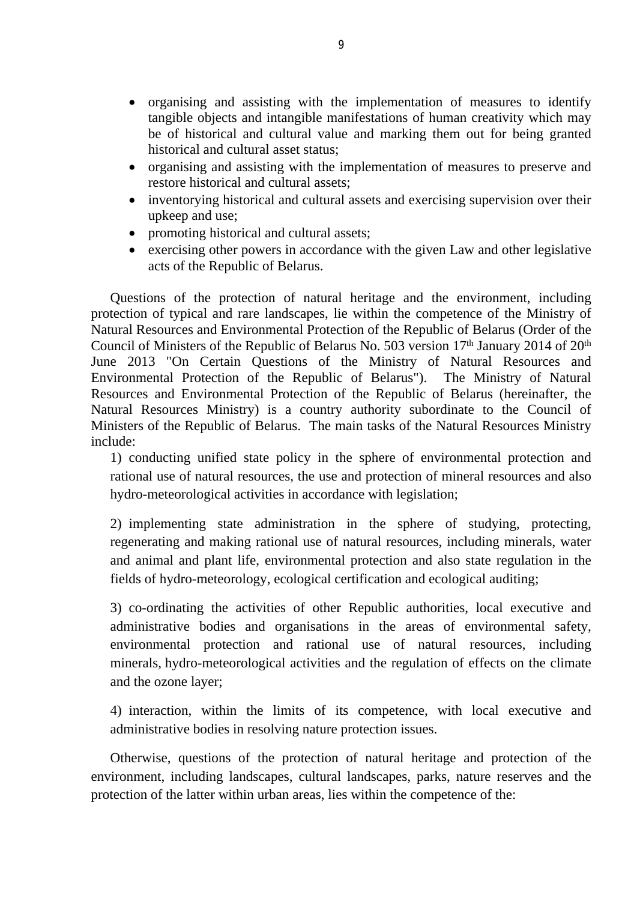- organising and assisting with the implementation of measures to identify tangible objects and intangible manifestations of human creativity which may be of historical and cultural value and marking them out for being granted historical and cultural asset status;
- organising and assisting with the implementation of measures to preserve and restore historical and cultural assets;
- inventorying historical and cultural assets and exercising supervision over their upkeep and use;
- promoting historical and cultural assets;
- exercising other powers in accordance with the given Law and other legislative acts of the Republic of Belarus.

Questions of the protection of natural heritage and the environment, including protection of typical and rare landscapes, lie within the competence of the Ministry of Natural Resources and Environmental Protection of the Republic of Belarus (Order of the Council of Ministers of the Republic of Belarus No. 503 version 17th January 2014 of 20th June 2013 "On Certain Questions of the Ministry of Natural Resources and Environmental Protection of the Republic of Belarus"). The Ministry of Natural Resources and Environmental Protection of the Republic of Belarus (hereinafter, the Natural Resources Ministry) is a country authority subordinate to the Council of Ministers of the Republic of Belarus. The main tasks of the Natural Resources Ministry include:

1) conducting unified state policy in the sphere of environmental protection and rational use of natural resources, the use and protection of mineral resources and also hydro-meteorological activities in accordance with legislation;

2) implementing state administration in the sphere of studying, protecting, regenerating and making rational use of natural resources, including minerals, water and animal and plant life, environmental protection and also state regulation in the fields of hydro-meteorology, ecological certification and ecological auditing;

3) co-ordinating the activities of other Republic authorities, local executive and administrative bodies and organisations in the areas of environmental safety, environmental protection and rational use of natural resources, including minerals, hydro-meteorological activities and the regulation of effects on the climate and the ozone layer;

4) interaction, within the limits of its competence, with local executive and administrative bodies in resolving nature protection issues.

Otherwise, questions of the protection of natural heritage and protection of the environment, including landscapes, cultural landscapes, parks, nature reserves and the protection of the latter within urban areas, lies within the competence of the: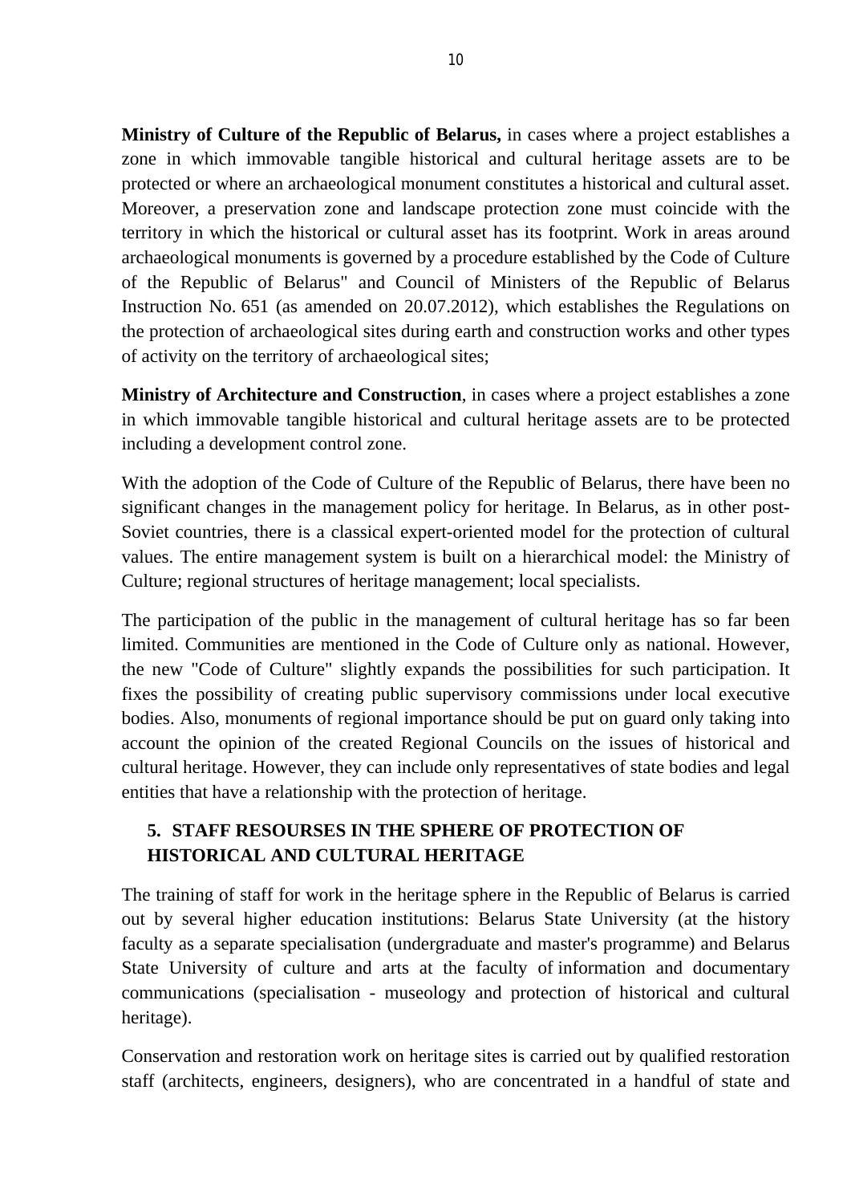**Ministry of Culture of the Republic of Belarus,** in cases where a project establishes a zone in which immovable tangible historical and cultural heritage assets are to be protected or where an archaeological monument constitutes a historical and cultural asset. Moreover, a preservation zone and landscape protection zone must coincide with the territory in which the historical or cultural asset has its footprint. Work in areas around archaeological monuments is governed by a procedure established by the Code of Culture of the Republic of Belarus" and Council of Ministers of the Republic of Belarus Instruction No. 651 (as amended on 20.07.2012), which establishes the Regulations on the protection of archaeological sites during earth and construction works and other types of activity on the territory of archaeological sites;

**Ministry of Architecture and Construction**, in cases where a project establishes a zone in which immovable tangible historical and cultural heritage assets are to be protected including a development control zone.

With the adoption of the Code of Culture of the Republic of Belarus, there have been no significant changes in the management policy for heritage. In Belarus, as in other post-Soviet countries, there is a classical expert-oriented model for the protection of cultural values. The entire management system is built on a hierarchical model: the Ministry of Culture; regional structures of heritage management; local specialists.

The participation of the public in the management of cultural heritage has so far been limited. Communities are mentioned in the Code of Culture only as national. However, the new "Code of Culture" slightly expands the possibilities for such participation. It fixes the possibility of creating public supervisory commissions under local executive bodies. Also, monuments of regional importance should be put on guard only taking into account the opinion of the created Regional Councils on the issues of historical and cultural heritage. However, they can include only representatives of state bodies and legal entities that have a relationship with the protection of heritage.

## 5. STAFF RESOURSES IN THE SPHERE OF PROTECTION OF HISTORICAL AND CULTURAL HERITAGE

The training of staff for work in the heritage sphere in the Republic of Belarus is carried out by several higher education institutions: Belarus State University (at the history faculty as a separate specialisation (undergraduate and master's programme) and Belarus State University of culture and arts at the faculty of information and documentary communications (specialisation - museology and protection of historical and cultural heritage).

Conservation and restoration work on heritage sites is carried out by qualified restoration staff (architects, engineers, designers), who are concentrated in a handful of state and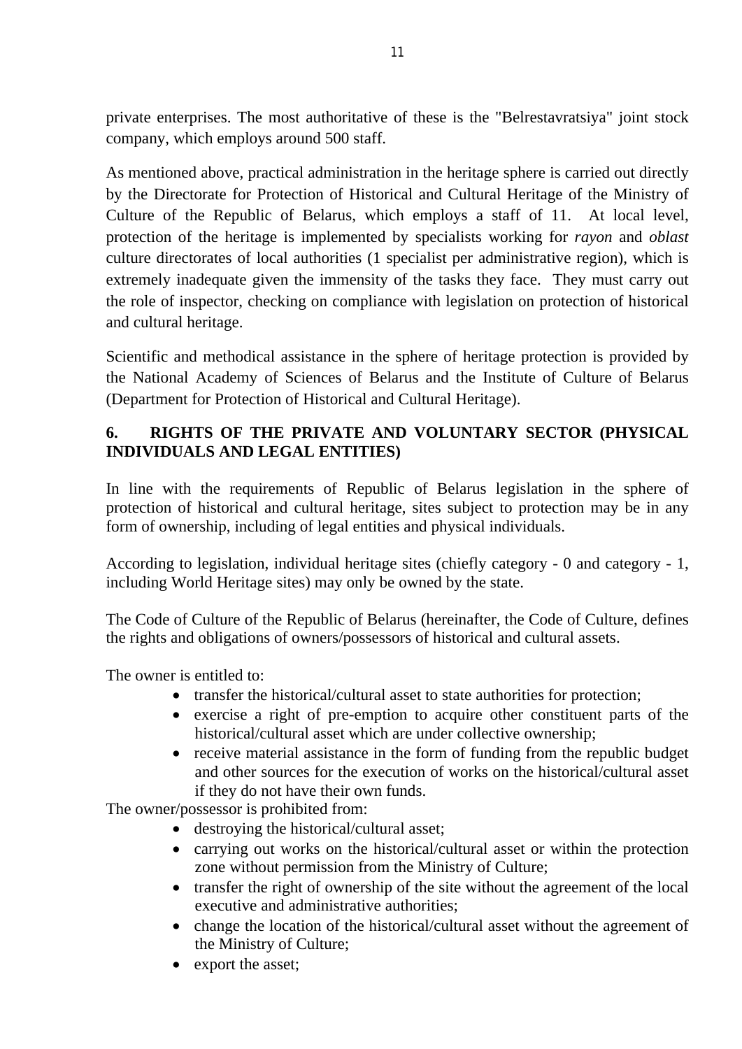private enterprises. The most authoritative of these is the "Belrestavratsiya" joint stock company, which employs around 500 staff.

As mentioned above, practical administration in the heritage sphere is carried out directly by the Directorate for Protection of Historical and Cultural Heritage of the Ministry of Culture of the Republic of Belarus, which employs a staff of 11. At local level, protection of the heritage is implemented by specialists working for *rayon* and *oblast* culture directorates of local authorities (1 specialist per administrative region), which is extremely inadequate given the immensity of the tasks they face. They must carry out the role of inspector, checking on compliance with legislation on protection of historical and cultural heritage.

Scientific and methodical assistance in the sphere of heritage protection is provided by the National Academy of Sciences of Belarus and the Institute of Culture of Belarus (Department for Protection of Historical and Cultural Heritage).

## 6. RIGHTS OF THE PRIVATE AND VOLUNTARY SECTOR (PHYSICAL INDIVIDUALS AND LEGAL ENTITIES)

In line with the requirements of Republic of Belarus legislation in the sphere of protection of historical and cultural heritage, sites subject to protection may be in any form of ownership, including of legal entities and physical individuals.

According to legislation, individual heritage sites (chiefly category - 0 and category - 1, including World Heritage sites) may only be owned by the state.

The Code of Culture of the Republic of Belarus (hereinafter, the Code of Culture, defines the rights and obligations of owners/possessors of historical and cultural assets.

The owner is entitled to:

- transfer the historical/cultural asset to state authorities for protection;
- exercise a right of pre-emption to acquire other constituent parts of the historical/cultural asset which are under collective ownership;
- receive material assistance in the form of funding from the republic budget and other sources for the execution of works on the historical/cultural asset if they do not have their own funds.

The owner/possessor is prohibited from:

- destroying the historical/cultural asset;
- carrying out works on the historical/cultural asset or within the protection zone without permission from the Ministry of Culture;
- transfer the right of ownership of the site without the agreement of the local executive and administrative authorities;
- change the location of the historical/cultural asset without the agreement of the Ministry of Culture;
- export the asset;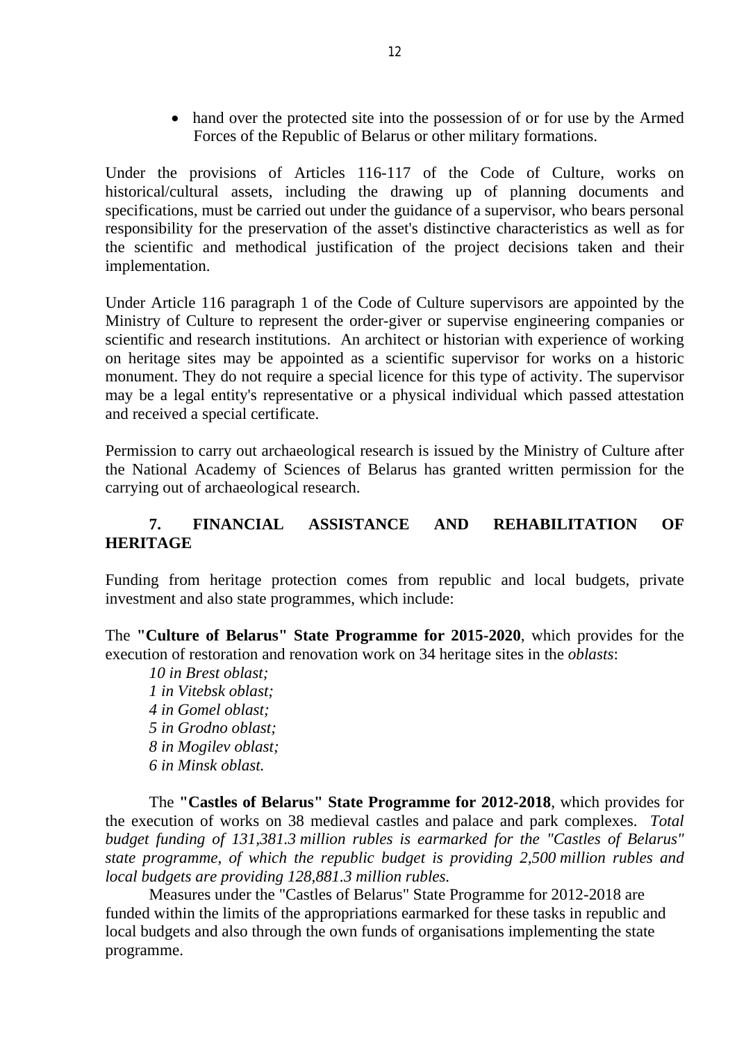- hand over the protected site into the possession of or for use by the Armed Forces of the Republic of Belarus or other military formations.

Under the provisions of Articles 116-117 of the Code of Culture, works on historical/cultural assets, including the drawing up of planning documents and specifications, must be carried out under the guidance of a supervisor, who bears personal responsibility for the preservation of the asset's distinctive characteristics as well as for the scientific and methodical justification of the project decisions taken and their implementation.

Under Article 116 paragraph 1 of the Code of Culture supervisors are appointed by the Ministry of Culture to represent the order-giver or supervise engineering companies or scientific and research institutions. An architect or historian with experience of working on heritage sites may be appointed as a scientific supervisor for works on a historic monument. They do not require a special licence for this type of activity. The supervisor may be a legal entity's representative or a physical individual which passed attestation and received a special certificate.

Permission to carry out archaeological research is issued by the Ministry of Culture after the National Academy of Sciences of Belarus has granted written permission for the carrying out of archaeological research.

## 7. FINANCIAL ASSISTANCE AND REHABILITATION OF HERITAGE

Funding from heritage protection comes from republic and local budgets, private investment and also state programmes, which include:

The **"Culture of Belarus" State Programme for 2015-2020**, which provides for the execution of restoration and renovation work on 34 heritage sites in the *oblasts*:

*10 in Brest oblast;*
*1 in Vitebsk oblast;*
*4 in Gomel oblast;*
*5 in Grodno oblast;*
*8 in Mogilev oblast;*
*6 in Minsk oblast.*

The **"Castles of Belarus" State Programme for 2012-2018**, which provides for the execution of works on 38 medieval castles and palace and park complexes. *Total budget funding of 131,381.3 million rubles is earmarked for the "Castles of Belarus" state programme, of which the republic budget is providing 2,500 million rubles and local budgets are providing 128,881.3 million rubles.*

Measures under the "Castles of Belarus" State Programme for 2012-2018 are funded within the limits of the appropriations earmarked for these tasks in republic and local budgets and also through the own funds of organisations implementing the state programme.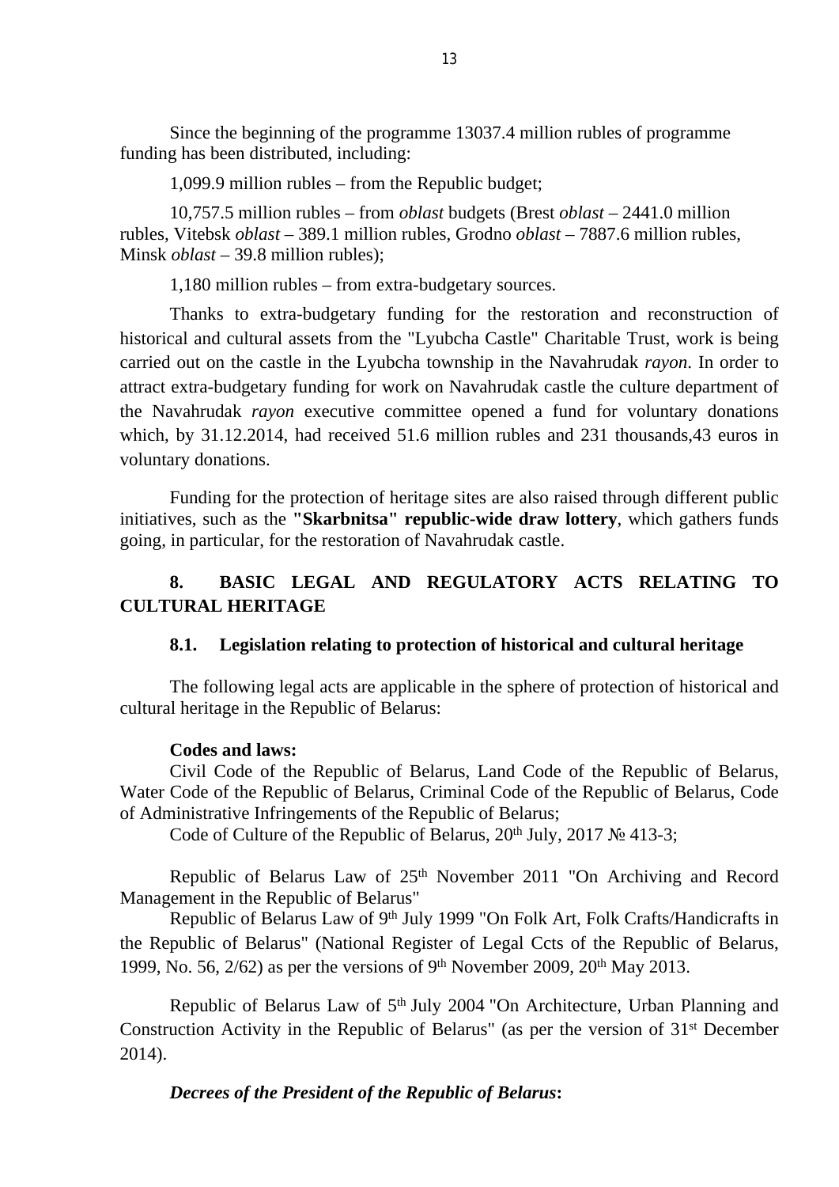Since the beginning of the programme 13037.4 million rubles of programme funding has been distributed, including:

1,099.9 million rubles – from the Republic budget;

10,757.5 million rubles – from *oblast* budgets (Brest *oblast* – 2441.0 million rubles, Vitebsk *oblast* – 389.1 million rubles, Grodno *oblast* – 7887.6 million rubles, Minsk *oblast* – 39.8 million rubles);

1,180 million rubles – from extra-budgetary sources.

Thanks to extra-budgetary funding for the restoration and reconstruction of historical and cultural assets from the "Lyubcha Castle" Charitable Trust, work is being carried out on the castle in the Lyubcha township in the Navahrudak *rayon*. In order to attract extra-budgetary funding for work on Navahrudak castle the culture department of the Navahrudak *rayon* executive committee opened a fund for voluntary donations which, by 31.12.2014, had received 51.6 million rubles and 231 thousands,43 euros in voluntary donations.

Funding for the protection of heritage sites are also raised through different public initiatives, such as the **"Skarbnitsa" republic-wide draw lottery**, which gathers funds going, in particular, for the restoration of Navahrudak castle.

## 8. BASIC LEGAL AND REGULATORY ACTS RELATING TO CULTURAL HERITAGE

### 8.1. Legislation relating to protection of historical and cultural heritage

The following legal acts are applicable in the sphere of protection of historical and cultural heritage in the Republic of Belarus:

**Codes and laws:**

Civil Code of the Republic of Belarus, Land Code of the Republic of Belarus, Water Code of the Republic of Belarus, Criminal Code of the Republic of Belarus, Code of Administrative Infringements of the Republic of Belarus;

Code of Culture of the Republic of Belarus, 20th July, 2017 № 413-3;

Republic of Belarus Law of 25th November 2011 "On Archiving and Record Management in the Republic of Belarus"

Republic of Belarus Law of 9th July 1999 "On Folk Art, Folk Crafts/Handicrafts in the Republic of Belarus" (National Register of Legal Ccts of the Republic of Belarus, 1999, No. 56, 2/62) as per the versions of 9th November 2009, 20th May 2013.

Republic of Belarus Law of 5th July 2004 "On Architecture, Urban Planning and Construction Activity in the Republic of Belarus" (as per the version of 31st December 2014).

***Decrees of the President of the Republic of Belarus*:**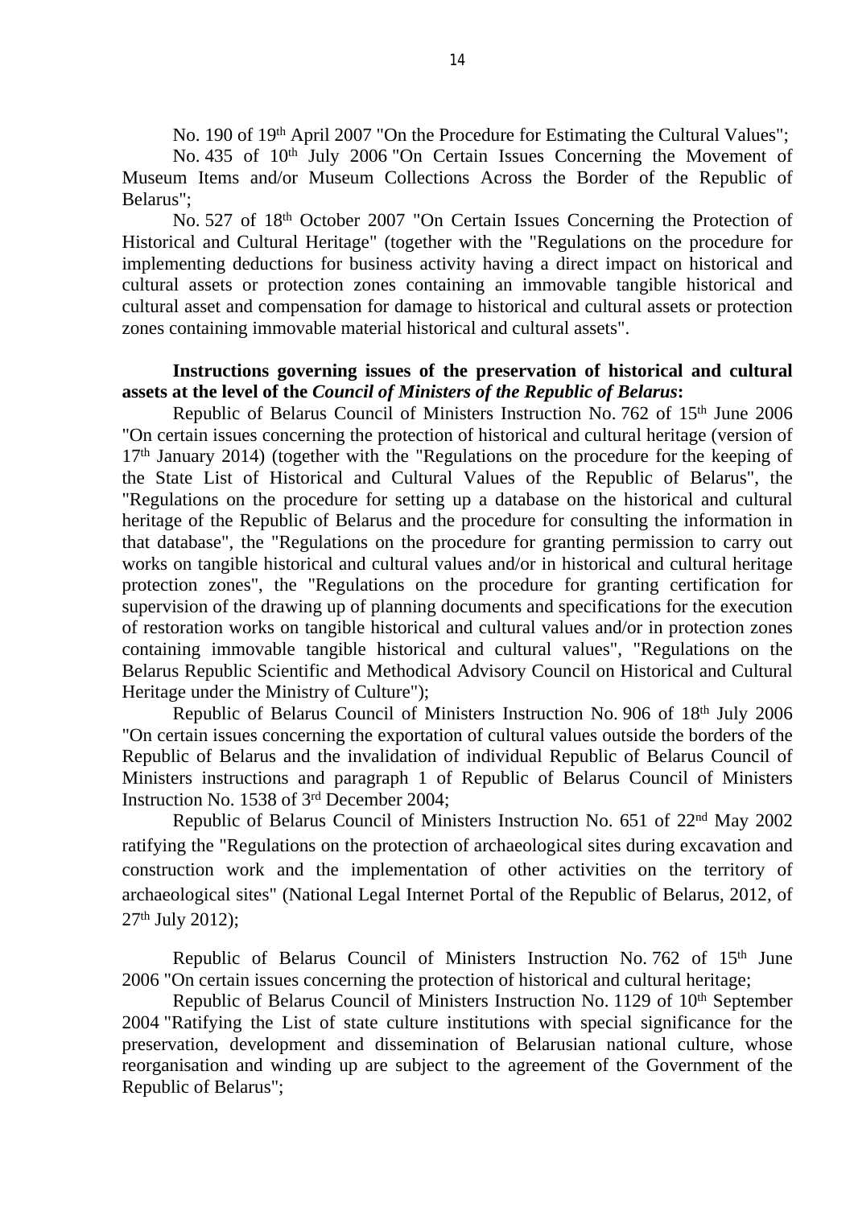No. 190 of 19th April 2007 "On the Procedure for Estimating the Cultural Values";

No. 435 of 10th July 2006 "On Certain Issues Concerning the Movement of Museum Items and/or Museum Collections Across the Border of the Republic of Belarus";

No. 527 of 18th October 2007 "On Certain Issues Concerning the Protection of Historical and Cultural Heritage" (together with the "Regulations on the procedure for implementing deductions for business activity having a direct impact on historical and cultural assets or protection zones containing an immovable tangible historical and cultural asset and compensation for damage to historical and cultural assets or protection zones containing immovable material historical and cultural assets".

**Instructions governing issues of the preservation of historical and cultural assets at the level of the *Council of Ministers of the Republic of Belarus*:**

Republic of Belarus Council of Ministers Instruction No. 762 of 15th June 2006 "On certain issues concerning the protection of historical and cultural heritage (version of 17th January 2014) (together with the "Regulations on the procedure for the keeping of the State List of Historical and Cultural Values of the Republic of Belarus", the "Regulations on the procedure for setting up a database on the historical and cultural heritage of the Republic of Belarus and the procedure for consulting the information in that database", the "Regulations on the procedure for granting permission to carry out works on tangible historical and cultural values and/or in historical and cultural heritage protection zones", the "Regulations on the procedure for granting certification for supervision of the drawing up of planning documents and specifications for the execution of restoration works on tangible historical and cultural values and/or in protection zones containing immovable tangible historical and cultural values", "Regulations on the Belarus Republic Scientific and Methodical Advisory Council on Historical and Cultural Heritage under the Ministry of Culture");

Republic of Belarus Council of Ministers Instruction No. 906 of 18th July 2006 "On certain issues concerning the exportation of cultural values outside the borders of the Republic of Belarus and the invalidation of individual Republic of Belarus Council of Ministers instructions and paragraph 1 of Republic of Belarus Council of Ministers Instruction No. 1538 of 3rd December 2004;

Republic of Belarus Council of Ministers Instruction No. 651 of 22nd May 2002 ratifying the "Regulations on the protection of archaeological sites during excavation and construction work and the implementation of other activities on the territory of archaeological sites" (National Legal Internet Portal of the Republic of Belarus, 2012, of 27th July 2012);

Republic of Belarus Council of Ministers Instruction No. 762 of 15th June 2006 "On certain issues concerning the protection of historical and cultural heritage;

Republic of Belarus Council of Ministers Instruction No. 1129 of 10th September 2004 "Ratifying the List of state culture institutions with special significance for the preservation, development and dissemination of Belarusian national culture, whose reorganisation and winding up are subject to the agreement of the Government of the Republic of Belarus";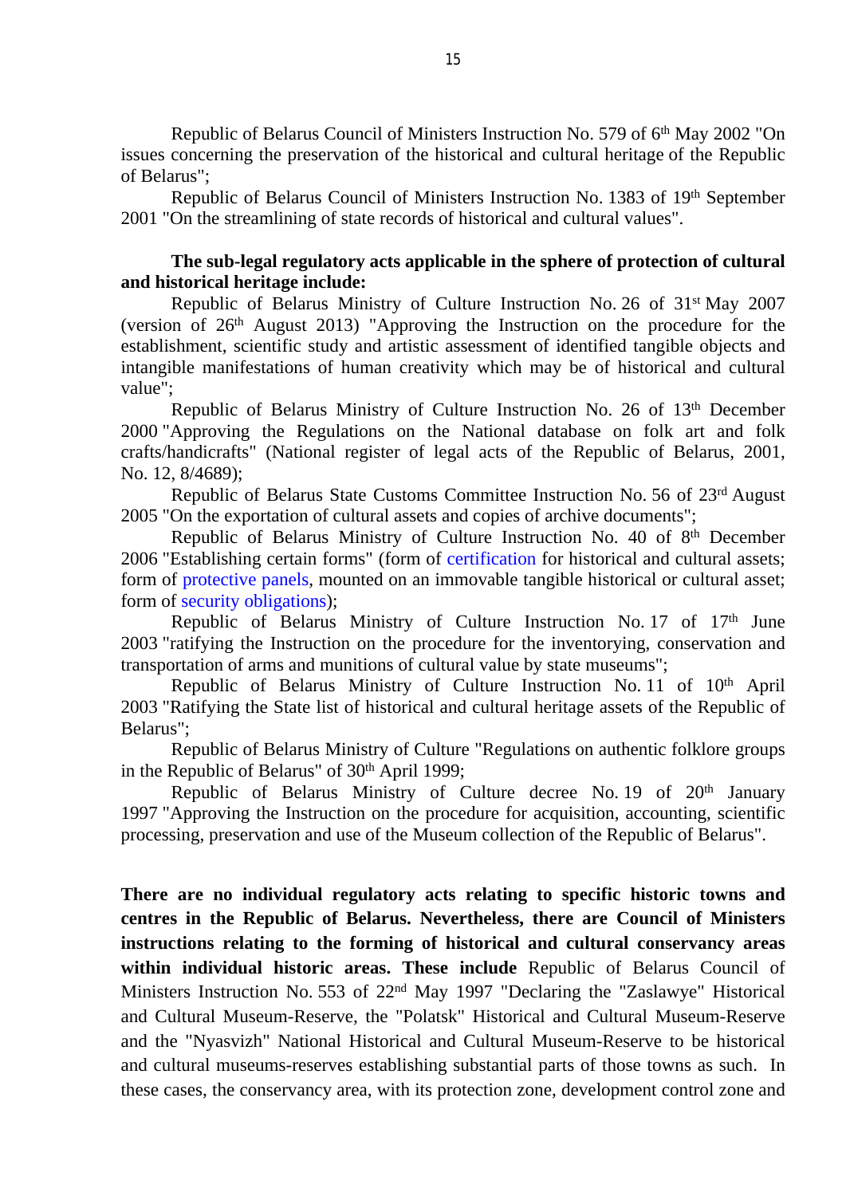Republic of Belarus Council of Ministers Instruction No. 579 of 6th May 2002 "On issues concerning the preservation of the historical and cultural heritage of the Republic of Belarus";

Republic of Belarus Council of Ministers Instruction No. 1383 of 19th September 2001 "On the streamlining of state records of historical and cultural values".

**The sub-legal regulatory acts applicable in the sphere of protection of cultural and historical heritage include:**

Republic of Belarus Ministry of Culture Instruction No. 26 of 31st May 2007 (version of 26th August 2013) "Approving the Instruction on the procedure for the establishment, scientific study and artistic assessment of identified tangible objects and intangible manifestations of human creativity which may be of historical and cultural value";

Republic of Belarus Ministry of Culture Instruction No. 26 of 13th December 2000 "Approving the Regulations on the National database on folk art and folk crafts/handicrafts" (National register of legal acts of the Republic of Belarus, 2001, No. 12, 8/4689);

Republic of Belarus State Customs Committee Instruction No. 56 of 23rd August 2005 "On the exportation of cultural assets and copies of archive documents";

Republic of Belarus Ministry of Culture Instruction No. 40 of 8th December 2006 "Establishing certain forms" (form of certification for historical and cultural assets; form of protective panels, mounted on an immovable tangible historical or cultural asset; form of security obligations);

Republic of Belarus Ministry of Culture Instruction No. 17 of 17th June 2003 "ratifying the Instruction on the procedure for the inventorying, conservation and transportation of arms and munitions of cultural value by state museums";

Republic of Belarus Ministry of Culture Instruction No. 11 of 10th April 2003 "Ratifying the State list of historical and cultural heritage assets of the Republic of Belarus";

Republic of Belarus Ministry of Culture "Regulations on authentic folklore groups in the Republic of Belarus" of 30th April 1999;

Republic of Belarus Ministry of Culture decree No. 19 of 20th January 1997 "Approving the Instruction on the procedure for acquisition, accounting, scientific processing, preservation and use of the Museum collection of the Republic of Belarus".

**There are no individual regulatory acts relating to specific historic towns and centres in the Republic of Belarus. Nevertheless, there are Council of Ministers instructions relating to the forming of historical and cultural conservancy areas within individual historic areas. These include** Republic of Belarus Council of Ministers Instruction No. 553 of 22nd May 1997 "Declaring the "Zaslawye" Historical and Cultural Museum-Reserve, the "Polatsk" Historical and Cultural Museum-Reserve and the "Nyasvizh" National Historical and Cultural Museum-Reserve to be historical and cultural museums-reserves establishing substantial parts of those towns as such. In these cases, the conservancy area, with its protection zone, development control zone and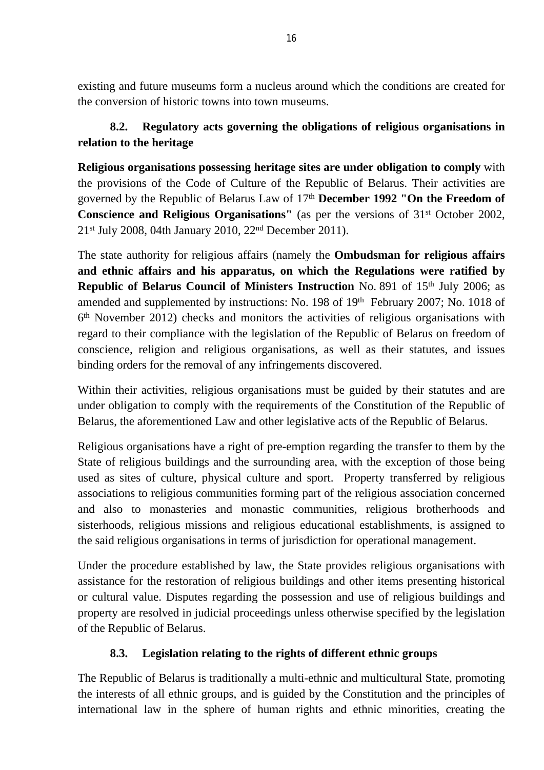existing and future museums form a nucleus around which the conditions are created for the conversion of historic towns into town museums.

### 8.2. Regulatory acts governing the obligations of religious organisations in relation to the heritage

**Religious organisations possessing heritage sites are under obligation to comply** with the provisions of the Code of Culture of the Republic of Belarus. Their activities are governed by the Republic of Belarus Law of 17th **December 1992 "On the Freedom of Conscience and Religious Organisations"** (as per the versions of 31st October 2002, 21st July 2008, 04th January 2010, 22nd December 2011).

The state authority for religious affairs (namely the **Ombudsman for religious affairs and ethnic affairs and his apparatus, on which the Regulations were ratified by Republic of Belarus Council of Ministers Instruction** No. 891 of 15th July 2006; as amended and supplemented by instructions: No. 198 of 19th February 2007; No. 1018 of 6th November 2012) checks and monitors the activities of religious organisations with regard to their compliance with the legislation of the Republic of Belarus on freedom of conscience, religion and religious organisations, as well as their statutes, and issues binding orders for the removal of any infringements discovered.

Within their activities, religious organisations must be guided by their statutes and are under obligation to comply with the requirements of the Constitution of the Republic of Belarus, the aforementioned Law and other legislative acts of the Republic of Belarus.

Religious organisations have a right of pre-emption regarding the transfer to them by the State of religious buildings and the surrounding area, with the exception of those being used as sites of culture, physical culture and sport. Property transferred by religious associations to religious communities forming part of the religious association concerned and also to monasteries and monastic communities, religious brotherhoods and sisterhoods, religious missions and religious educational establishments, is assigned to the said religious organisations in terms of jurisdiction for operational management.

Under the procedure established by law, the State provides religious organisations with assistance for the restoration of religious buildings and other items presenting historical or cultural value. Disputes regarding the possession and use of religious buildings and property are resolved in judicial proceedings unless otherwise specified by the legislation of the Republic of Belarus.

### 8.3. Legislation relating to the rights of different ethnic groups

The Republic of Belarus is traditionally a multi-ethnic and multicultural State, promoting the interests of all ethnic groups, and is guided by the Constitution and the principles of international law in the sphere of human rights and ethnic minorities, creating the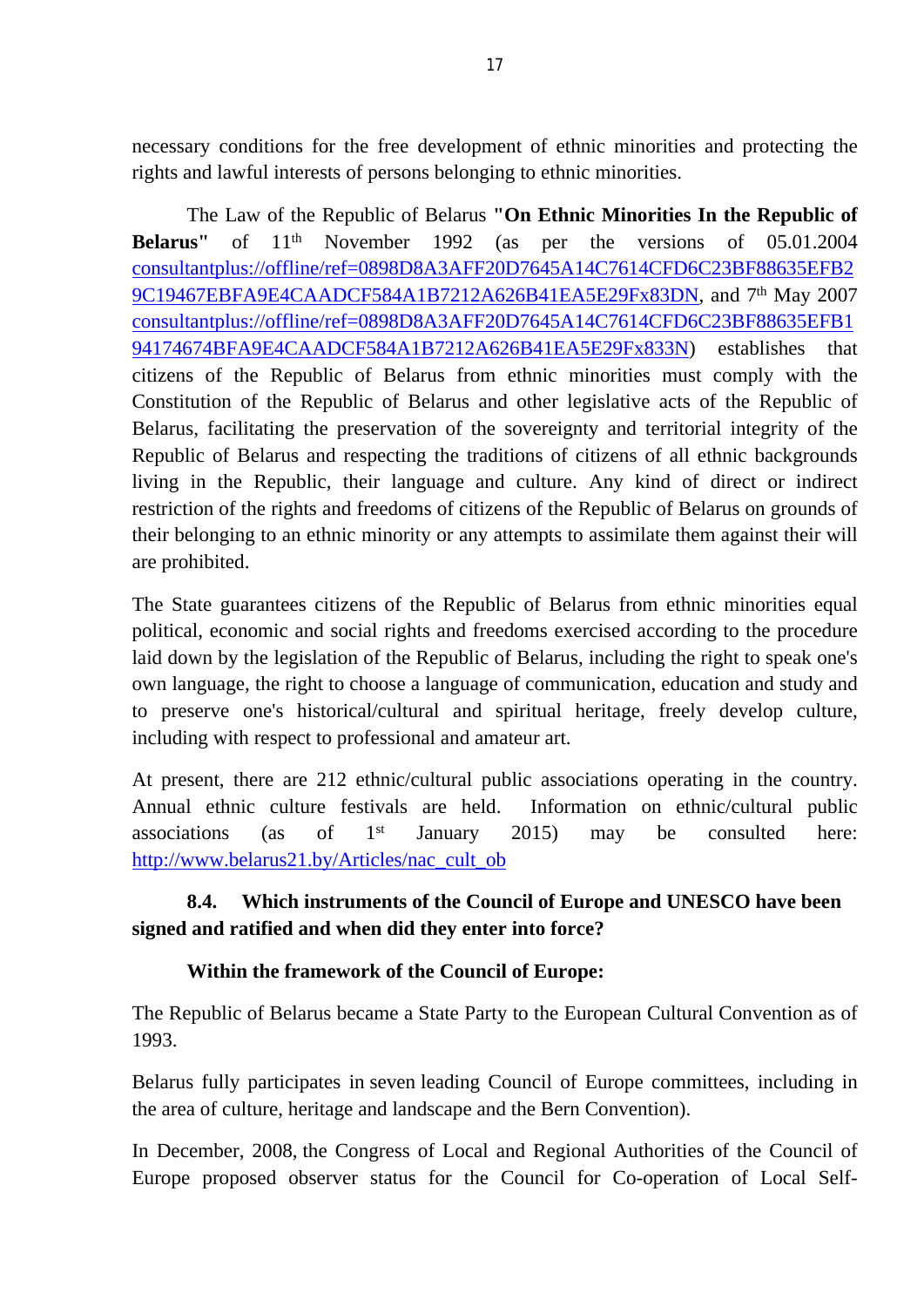necessary conditions for the free development of ethnic minorities and protecting the rights and lawful interests of persons belonging to ethnic minorities.

The Law of the Republic of Belarus **"On Ethnic Minorities In the Republic of Belarus"** of 11th November 1992 (as per the versions of 05.01.2004 consultantplus://offline/ref=0898D8A3AFF20D7645A14C7614CFD6C23BF88635EFB29C19467EBFA9E4CAADCF584A1B7212A626B41EA5E29Fx83DN, and 7th May 2007 consultantplus://offline/ref=0898D8A3AFF20D7645A14C7614CFD6C23BF88635EFB194174674BFA9E4CAADCF584A1B7212A626B41EA5E29Fx833N) establishes that citizens of the Republic of Belarus from ethnic minorities must comply with the Constitution of the Republic of Belarus and other legislative acts of the Republic of Belarus, facilitating the preservation of the sovereignty and territorial integrity of the Republic of Belarus and respecting the traditions of citizens of all ethnic backgrounds living in the Republic, their language and culture. Any kind of direct or indirect restriction of the rights and freedoms of citizens of the Republic of Belarus on grounds of their belonging to an ethnic minority or any attempts to assimilate them against their will are prohibited.

The State guarantees citizens of the Republic of Belarus from ethnic minorities equal political, economic and social rights and freedoms exercised according to the procedure laid down by the legislation of the Republic of Belarus, including the right to speak one's own language, the right to choose a language of communication, education and study and to preserve one's historical/cultural and spiritual heritage, freely develop culture, including with respect to professional and amateur art.

At present, there are 212 ethnic/cultural public associations operating in the country. Annual ethnic culture festivals are held. Information on ethnic/cultural public associations (as of 1st January 2015) may be consulted here: http://www.belarus21.by/Articles/nac_cult_ob

**8.4. Which instruments of the Council of Europe and UNESCO have been signed and ratified and when did they enter into force?**

**Within the framework of the Council of Europe:**

The Republic of Belarus became a State Party to the European Cultural Convention as of 1993.

Belarus fully participates in seven leading Council of Europe committees, including in the area of culture, heritage and landscape and the Bern Convention).

In December, 2008, the Congress of Local and Regional Authorities of the Council of Europe proposed observer status for the Council for Co-operation of Local Self-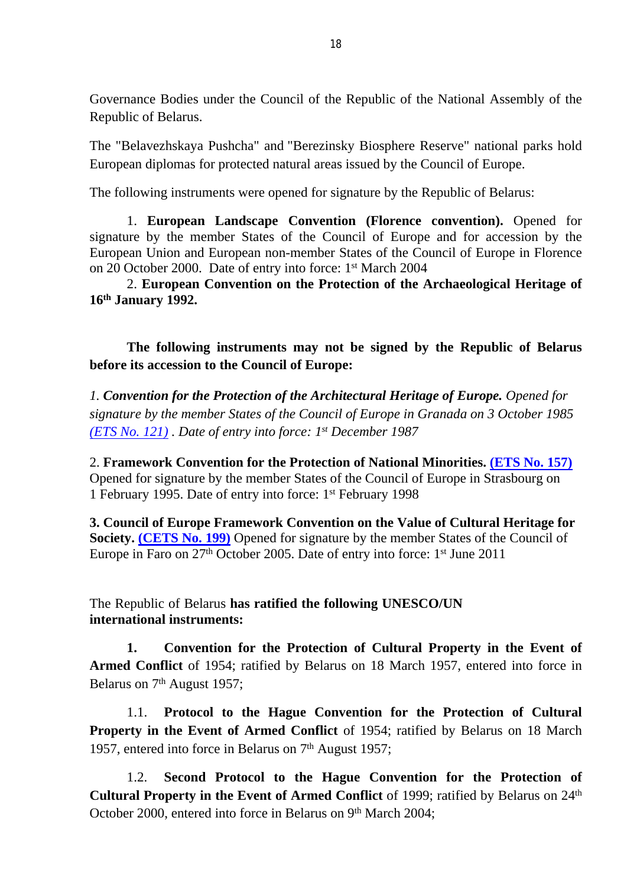Governance Bodies under the Council of the Republic of the National Assembly of the Republic of Belarus.

The "Belavezhskaya Pushcha" and "Berezinsky Biosphere Reserve" national parks hold European diplomas for protected natural areas issued by the Council of Europe.

The following instruments were opened for signature by the Republic of Belarus:

1. **European Landscape Convention (Florence convention).** Opened for signature by the member States of the Council of Europe and for accession by the European Union and European non-member States of the Council of Europe in Florence on 20 October 2000. Date of entry into force: 1st March 2004

2. **European Convention on the Protection of the Archaeological Heritage of 16th January 1992.**

**The following instruments may not be signed by the Republic of Belarus before its accession to the Council of Europe:**

*1. **Convention for the Protection of the Architectural Heritage of Europe.** Opened for signature by the member States of the Council of Europe in Granada on 3 October 1985 (ETS No. 121) . Date of entry into force: 1st December 1987*

2. **Framework Convention for the Protection of National Minorities. (ETS No. 157)** Opened for signature by the member States of the Council of Europe in Strasbourg on 1 February 1995. Date of entry into force: 1st February 1998

**3. Council of Europe Framework Convention on the Value of Cultural Heritage for Society. (CETS No. 199)** Opened for signature by the member States of the Council of Europe in Faro on 27th October 2005. Date of entry into force: 1st June 2011

The Republic of Belarus **has ratified the following UNESCO/UN international instruments:**

**1. Convention for the Protection of Cultural Property in the Event of Armed Conflict** of 1954; ratified by Belarus on 18 March 1957, entered into force in Belarus on 7th August 1957;

1.1. **Protocol to the Hague Convention for the Protection of Cultural Property in the Event of Armed Conflict** of 1954; ratified by Belarus on 18 March 1957, entered into force in Belarus on 7th August 1957;

1.2. **Second Protocol to the Hague Convention for the Protection of Cultural Property in the Event of Armed Conflict** of 1999; ratified by Belarus on 24th October 2000, entered into force in Belarus on 9th March 2004;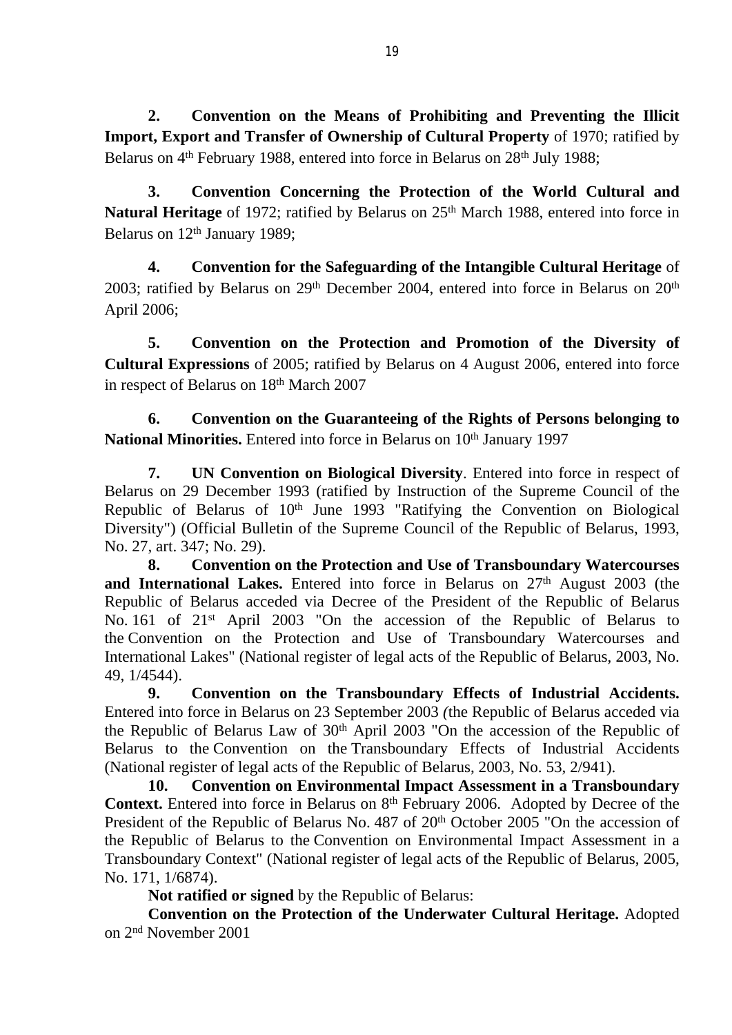**2. Convention on the Means of Prohibiting and Preventing the Illicit Import, Export and Transfer of Ownership of Cultural Property** of 1970; ratified by Belarus on 4th February 1988, entered into force in Belarus on 28th July 1988;

**3. Convention Concerning the Protection of the World Cultural and Natural Heritage** of 1972; ratified by Belarus on 25th March 1988, entered into force in Belarus on 12th January 1989;

**4. Convention for the Safeguarding of the Intangible Cultural Heritage** of 2003; ratified by Belarus on 29th December 2004, entered into force in Belarus on 20th April 2006;

**5. Convention on the Protection and Promotion of the Diversity of Cultural Expressions** of 2005; ratified by Belarus on 4 August 2006, entered into force in respect of Belarus on 18th March 2007

**6. Convention on the Guaranteeing of the Rights of Persons belonging to National Minorities.** Entered into force in Belarus on 10th January 1997

**7. UN Convention on Biological Diversity**. Entered into force in respect of Belarus on 29 December 1993 (ratified by Instruction of the Supreme Council of the Republic of Belarus of 10th June 1993 "Ratifying the Convention on Biological Diversity") (Official Bulletin of the Supreme Council of the Republic of Belarus, 1993, No. 27, art. 347; No. 29).

**8. Convention on the Protection and Use of Transboundary Watercourses and International Lakes.** Entered into force in Belarus on 27th August 2003 (the Republic of Belarus acceded via Decree of the President of the Republic of Belarus No. 161 of 21st April 2003 "On the accession of the Republic of Belarus to the Convention on the Protection and Use of Transboundary Watercourses and International Lakes" (National register of legal acts of the Republic of Belarus, 2003, No. 49, 1/4544).

**9. Convention on the Transboundary Effects of Industrial Accidents.** Entered into force in Belarus on 23 September 2003 *(*the Republic of Belarus acceded via the Republic of Belarus Law of 30th April 2003 "On the accession of the Republic of Belarus to the Convention on the Transboundary Effects of Industrial Accidents (National register of legal acts of the Republic of Belarus, 2003, No. 53, 2/941).

**10. Convention on Environmental Impact Assessment in a Transboundary Context.** Entered into force in Belarus on 8th February 2006. Adopted by Decree of the President of the Republic of Belarus No. 487 of 20th October 2005 "On the accession of the Republic of Belarus to the Convention on Environmental Impact Assessment in a Transboundary Context" (National register of legal acts of the Republic of Belarus, 2005, No. 171, 1/6874).

**Not ratified or signed** by the Republic of Belarus:

**Convention on the Protection of the Underwater Cultural Heritage.** Adopted on 2nd November 2001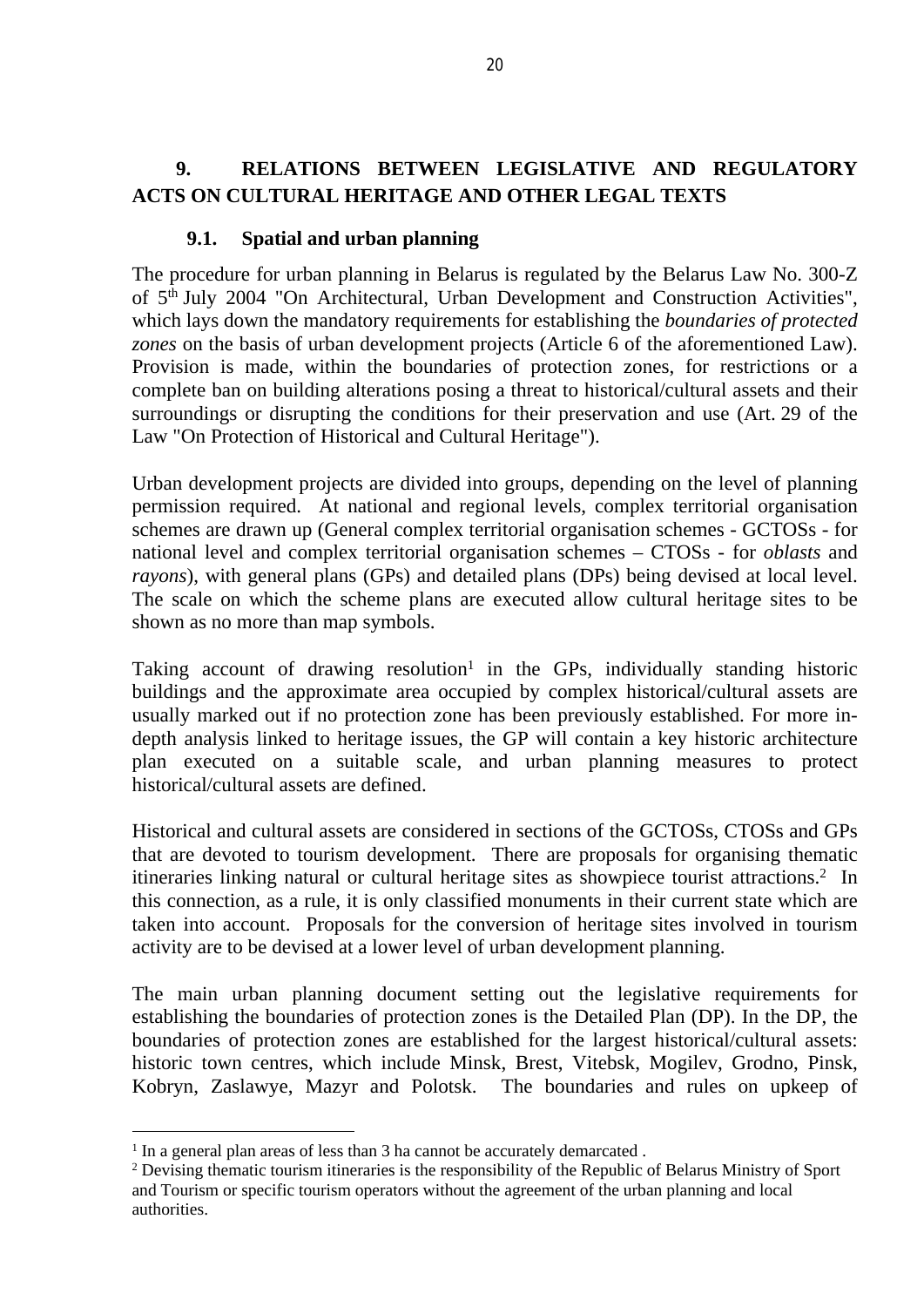## 9. RELATIONS BETWEEN LEGISLATIVE AND REGULATORY ACTS ON CULTURAL HERITAGE AND OTHER LEGAL TEXTS

### 9.1. Spatial and urban planning

The procedure for urban planning in Belarus is regulated by the Belarus Law No. 300-Z of 5th July 2004 "On Architectural, Urban Development and Construction Activities", which lays down the mandatory requirements for establishing the *boundaries of protected zones* on the basis of urban development projects (Article 6 of the aforementioned Law). Provision is made, within the boundaries of protection zones, for restrictions or a complete ban on building alterations posing a threat to historical/cultural assets and their surroundings or disrupting the conditions for their preservation and use (Art. 29 of the Law "On Protection of Historical and Cultural Heritage").

Urban development projects are divided into groups, depending on the level of planning permission required. At national and regional levels, complex territorial organisation schemes are drawn up (General complex territorial organisation schemes - GCTOSs - for national level and complex territorial organisation schemes – CTOSs - for *oblasts* and *rayons*), with general plans (GPs) and detailed plans (DPs) being devised at local level. The scale on which the scheme plans are executed allow cultural heritage sites to be shown as no more than map symbols.

Taking account of drawing resolution[1] in the GPs, individually standing historic buildings and the approximate area occupied by complex historical/cultural assets are usually marked out if no protection zone has been previously established. For more in-depth analysis linked to heritage issues, the GP will contain a key historic architecture plan executed on a suitable scale, and urban planning measures to protect historical/cultural assets are defined.

Historical and cultural assets are considered in sections of the GCTOSs, CTOSs and GPs that are devoted to tourism development. There are proposals for organising thematic itineraries linking natural or cultural heritage sites as showpiece tourist attractions.[2] In this connection, as a rule, it is only classified monuments in their current state which are taken into account. Proposals for the conversion of heritage sites involved in tourism activity are to be devised at a lower level of urban development planning.

The main urban planning document setting out the legislative requirements for establishing the boundaries of protection zones is the Detailed Plan (DP). In the DP, the boundaries of protection zones are established for the largest historical/cultural assets: historic town centres, which include Minsk, Brest, Vitebsk, Mogilev, Grodno, Pinsk, Kobryn, Zaslawye, Mazyr and Polotsk. The boundaries and rules on upkeep of

---

[1] In a general plan areas of less than 3 ha cannot be accurately demarcated .

[2] Devising thematic tourism itineraries is the responsibility of the Republic of Belarus Ministry of Sport and Tourism or specific tourism operators without the agreement of the urban planning and local authorities.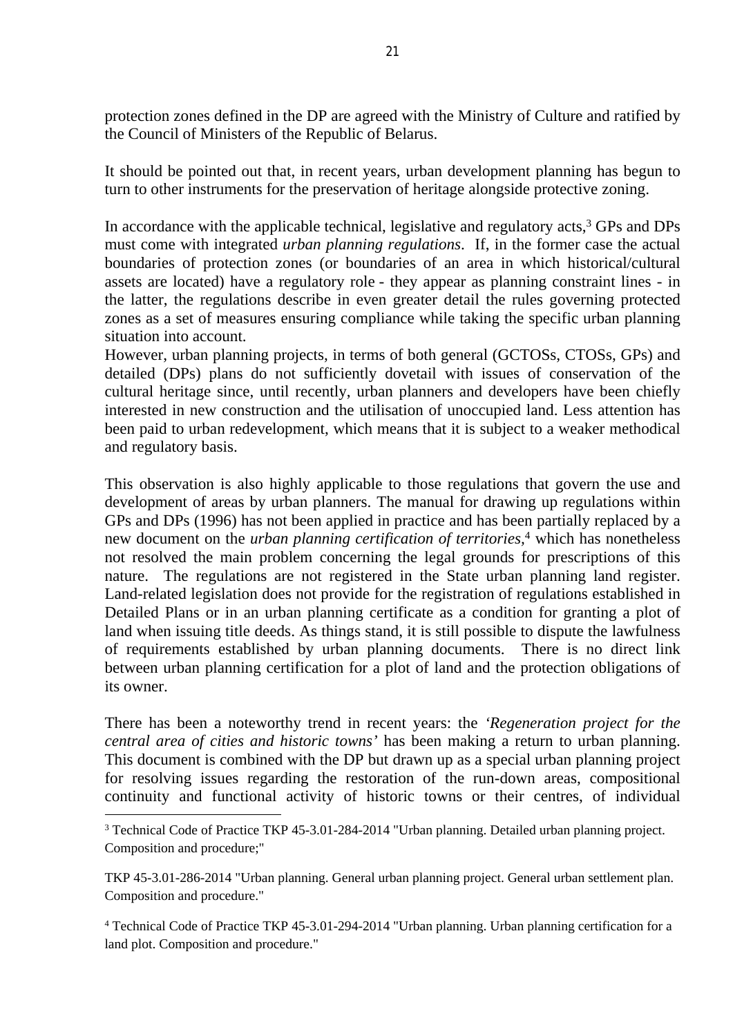protection zones defined in the DP are agreed with the Ministry of Culture and ratified by the Council of Ministers of the Republic of Belarus.

It should be pointed out that, in recent years, urban development planning has begun to turn to other instruments for the preservation of heritage alongside protective zoning.

In accordance with the applicable technical, legislative and regulatory acts,[3] GPs and DPs must come with integrated *urban planning regulations*. If, in the former case the actual boundaries of protection zones (or boundaries of an area in which historical/cultural assets are located) have a regulatory role - they appear as planning constraint lines - in the latter, the regulations describe in even greater detail the rules governing protected zones as a set of measures ensuring compliance while taking the specific urban planning situation into account.

However, urban planning projects, in terms of both general (GCTOSs, CTOSs, GPs) and detailed (DPs) plans do not sufficiently dovetail with issues of conservation of the cultural heritage since, until recently, urban planners and developers have been chiefly interested in new construction and the utilisation of unoccupied land. Less attention has been paid to urban redevelopment, which means that it is subject to a weaker methodical and regulatory basis.

This observation is also highly applicable to those regulations that govern the use and development of areas by urban planners. The manual for drawing up regulations within GPs and DPs (1996) has not been applied in practice and has been partially replaced by a new document on the *urban planning certification of territories*,[4] which has nonetheless not resolved the main problem concerning the legal grounds for prescriptions of this nature. The regulations are not registered in the State urban planning land register. Land-related legislation does not provide for the registration of regulations established in Detailed Plans or in an urban planning certificate as a condition for granting a plot of land when issuing title deeds. As things stand, it is still possible to dispute the lawfulness of requirements established by urban planning documents. There is no direct link between urban planning certification for a plot of land and the protection obligations of its owner.

There has been a noteworthy trend in recent years: the *'Regeneration project for the central area of cities and historic towns'* has been making a return to urban planning. This document is combined with the DP but drawn up as a special urban planning project for resolving issues regarding the restoration of the run-down areas, compositional continuity and functional activity of historic towns or their centres, of individual

---

[3] Technical Code of Practice TKP 45-3.01-284-2014 "Urban planning. Detailed urban planning project. Composition and procedure;"

TKP 45-3.01-286-2014 "Urban planning. General urban planning project. General urban settlement plan. Composition and procedure."

[4] Technical Code of Practice TKP 45-3.01-294-2014 "Urban planning. Urban planning certification for a land plot. Composition and procedure."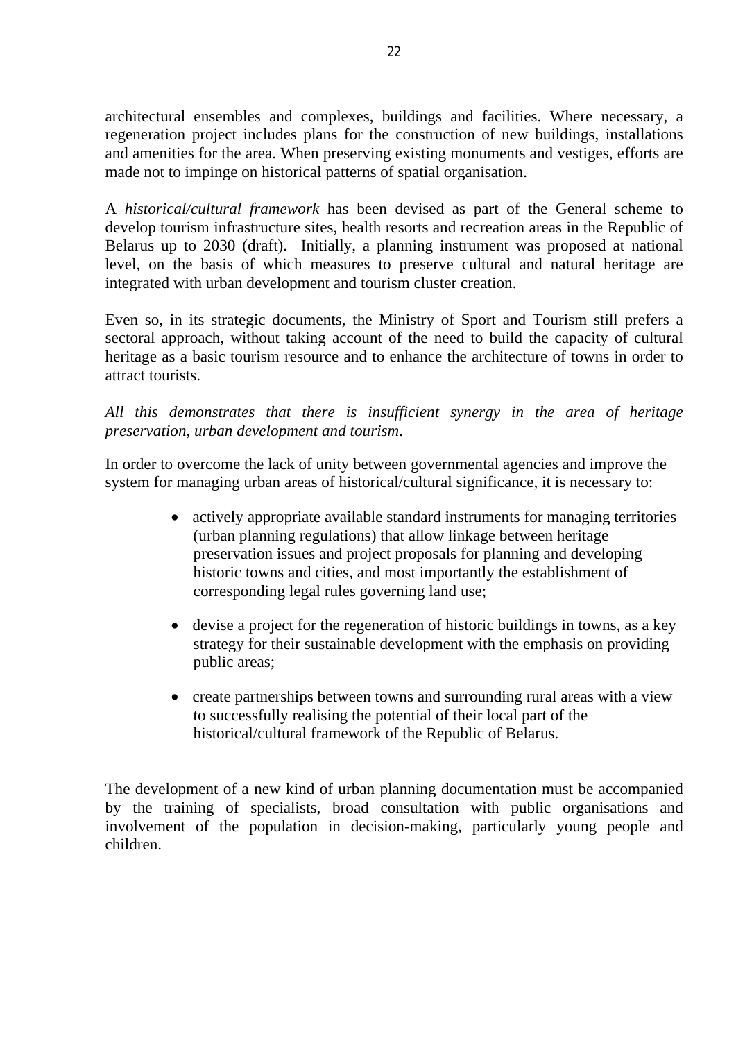architectural ensembles and complexes, buildings and facilities. Where necessary, a regeneration project includes plans for the construction of new buildings, installations and amenities for the area. When preserving existing monuments and vestiges, efforts are made not to impinge on historical patterns of spatial organisation.

A *historical/cultural framework* has been devised as part of the General scheme to develop tourism infrastructure sites, health resorts and recreation areas in the Republic of Belarus up to 2030 (draft). Initially, a planning instrument was proposed at national level, on the basis of which measures to preserve cultural and natural heritage are integrated with urban development and tourism cluster creation.

Even so, in its strategic documents, the Ministry of Sport and Tourism still prefers a sectoral approach, without taking account of the need to build the capacity of cultural heritage as a basic tourism resource and to enhance the architecture of towns in order to attract tourists.

*All this demonstrates that there is insufficient synergy in the area of heritage preservation, urban development and tourism*.

In order to overcome the lack of unity between governmental agencies and improve the system for managing urban areas of historical/cultural significance, it is necessary to:

- actively appropriate available standard instruments for managing territories (urban planning regulations) that allow linkage between heritage preservation issues and project proposals for planning and developing historic towns and cities, and most importantly the establishment of corresponding legal rules governing land use;
- devise a project for the regeneration of historic buildings in towns, as a key strategy for their sustainable development with the emphasis on providing public areas;
- create partnerships between towns and surrounding rural areas with a view to successfully realising the potential of their local part of the historical/cultural framework of the Republic of Belarus.

The development of a new kind of urban planning documentation must be accompanied by the training of specialists, broad consultation with public organisations and involvement of the population in decision-making, particularly young people and children.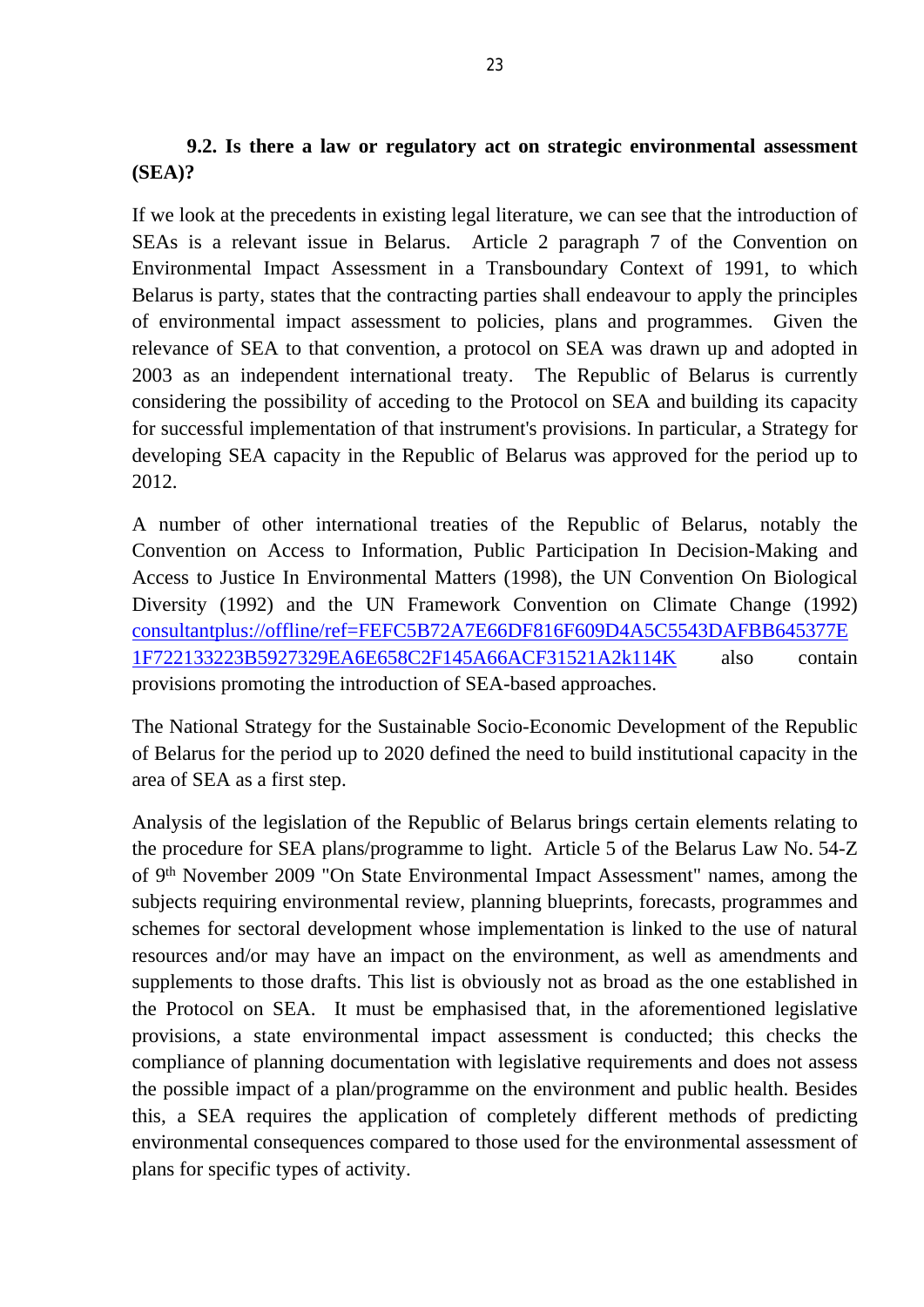**9.2. Is there a law or regulatory act on strategic environmental assessment (SEA)?**

If we look at the precedents in existing legal literature, we can see that the introduction of SEAs is a relevant issue in Belarus. Article 2 paragraph 7 of the Convention on Environmental Impact Assessment in a Transboundary Context of 1991, to which Belarus is party, states that the contracting parties shall endeavour to apply the principles of environmental impact assessment to policies, plans and programmes. Given the relevance of SEA to that convention, a protocol on SEA was drawn up and adopted in 2003 as an independent international treaty. The Republic of Belarus is currently considering the possibility of acceding to the Protocol on SEA and building its capacity for successful implementation of that instrument's provisions. In particular, a Strategy for developing SEA capacity in the Republic of Belarus was approved for the period up to 2012.

A number of other international treaties of the Republic of Belarus, notably the Convention on Access to Information, Public Participation In Decision-Making and Access to Justice In Environmental Matters (1998), the UN Convention On Biological Diversity (1992) and the UN Framework Convention on Climate Change (1992) consultantplus://offline/ref=FEFC5B72A7E66DF816F609D4A5C5543DAFBB645377E1F722133223B5927329EA6E658C2F145A66ACF31521A2k114K also contain provisions promoting the introduction of SEA-based approaches.

The National Strategy for the Sustainable Socio-Economic Development of the Republic of Belarus for the period up to 2020 defined the need to build institutional capacity in the area of SEA as a first step.

Analysis of the legislation of the Republic of Belarus brings certain elements relating to the procedure for SEA plans/programme to light. Article 5 of the Belarus Law No. 54-Z of 9th November 2009 "On State Environmental Impact Assessment" names, among the subjects requiring environmental review, planning blueprints, forecasts, programmes and schemes for sectoral development whose implementation is linked to the use of natural resources and/or may have an impact on the environment, as well as amendments and supplements to those drafts. This list is obviously not as broad as the one established in the Protocol on SEA. It must be emphasised that, in the aforementioned legislative provisions, a state environmental impact assessment is conducted; this checks the compliance of planning documentation with legislative requirements and does not assess the possible impact of a plan/programme on the environment and public health. Besides this, a SEA requires the application of completely different methods of predicting environmental consequences compared to those used for the environmental assessment of plans for specific types of activity.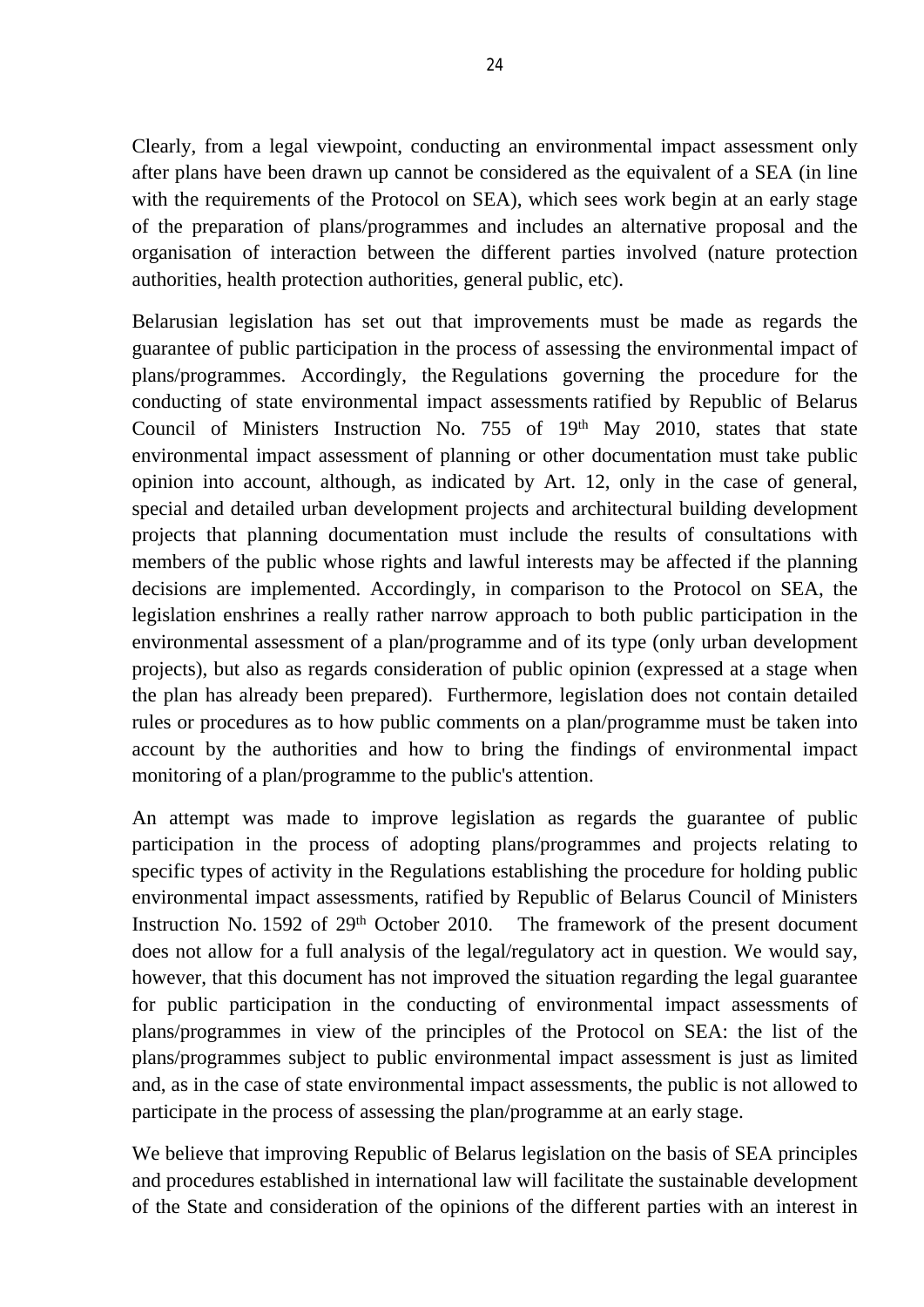Clearly, from a legal viewpoint, conducting an environmental impact assessment only after plans have been drawn up cannot be considered as the equivalent of a SEA (in line with the requirements of the Protocol on SEA), which sees work begin at an early stage of the preparation of plans/programmes and includes an alternative proposal and the organisation of interaction between the different parties involved (nature protection authorities, health protection authorities, general public, etc).

Belarusian legislation has set out that improvements must be made as regards the guarantee of public participation in the process of assessing the environmental impact of plans/programmes. Accordingly, the Regulations governing the procedure for the conducting of state environmental impact assessments ratified by Republic of Belarus Council of Ministers Instruction No. 755 of 19th May 2010, states that state environmental impact assessment of planning or other documentation must take public opinion into account, although, as indicated by Art. 12, only in the case of general, special and detailed urban development projects and architectural building development projects that planning documentation must include the results of consultations with members of the public whose rights and lawful interests may be affected if the planning decisions are implemented. Accordingly, in comparison to the Protocol on SEA, the legislation enshrines a really rather narrow approach to both public participation in the environmental assessment of a plan/programme and of its type (only urban development projects), but also as regards consideration of public opinion (expressed at a stage when the plan has already been prepared). Furthermore, legislation does not contain detailed rules or procedures as to how public comments on a plan/programme must be taken into account by the authorities and how to bring the findings of environmental impact monitoring of a plan/programme to the public's attention.

An attempt was made to improve legislation as regards the guarantee of public participation in the process of adopting plans/programmes and projects relating to specific types of activity in the Regulations establishing the procedure for holding public environmental impact assessments, ratified by Republic of Belarus Council of Ministers Instruction No. 1592 of 29th October 2010. The framework of the present document does not allow for a full analysis of the legal/regulatory act in question. We would say, however, that this document has not improved the situation regarding the legal guarantee for public participation in the conducting of environmental impact assessments of plans/programmes in view of the principles of the Protocol on SEA: the list of the plans/programmes subject to public environmental impact assessment is just as limited and, as in the case of state environmental impact assessments, the public is not allowed to participate in the process of assessing the plan/programme at an early stage.

We believe that improving Republic of Belarus legislation on the basis of SEA principles and procedures established in international law will facilitate the sustainable development of the State and consideration of the opinions of the different parties with an interest in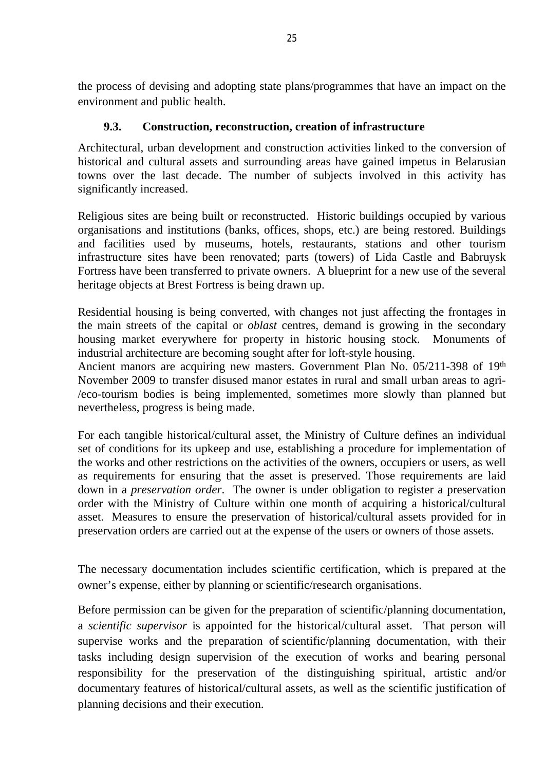the process of devising and adopting state plans/programmes that have an impact on the environment and public health.

### 9.3. Construction, reconstruction, creation of infrastructure

Architectural, urban development and construction activities linked to the conversion of historical and cultural assets and surrounding areas have gained impetus in Belarusian towns over the last decade. The number of subjects involved in this activity has significantly increased.

Religious sites are being built or reconstructed. Historic buildings occupied by various organisations and institutions (banks, offices, shops, etc.) are being restored. Buildings and facilities used by museums, hotels, restaurants, stations and other tourism infrastructure sites have been renovated; parts (towers) of Lida Castle and Babruysk Fortress have been transferred to private owners. A blueprint for a new use of the several heritage objects at Brest Fortress is being drawn up.

Residential housing is being converted, with changes not just affecting the frontages in the main streets of the capital or *oblast* centres, demand is growing in the secondary housing market everywhere for property in historic housing stock. Monuments of industrial architecture are becoming sought after for loft-style housing.
Ancient manors are acquiring new masters. Government Plan No. 05/211-398 of 19th November 2009 to transfer disused manor estates in rural and small urban areas to agri-/eco-tourism bodies is being implemented, sometimes more slowly than planned but nevertheless, progress is being made.

For each tangible historical/cultural asset, the Ministry of Culture defines an individual set of conditions for its upkeep and use, establishing a procedure for implementation of the works and other restrictions on the activities of the owners, occupiers or users, as well as requirements for ensuring that the asset is preserved. Those requirements are laid down in a *preservation order*. The owner is under obligation to register a preservation order with the Ministry of Culture within one month of acquiring a historical/cultural asset. Measures to ensure the preservation of historical/cultural assets provided for in preservation orders are carried out at the expense of the users or owners of those assets.

The necessary documentation includes scientific certification, which is prepared at the owner's expense, either by planning or scientific/research organisations.

Before permission can be given for the preparation of scientific/planning documentation, a *scientific supervisor* is appointed for the historical/cultural asset. That person will supervise works and the preparation of scientific/planning documentation, with their tasks including design supervision of the execution of works and bearing personal responsibility for the preservation of the distinguishing spiritual, artistic and/or documentary features of historical/cultural assets, as well as the scientific justification of planning decisions and their execution.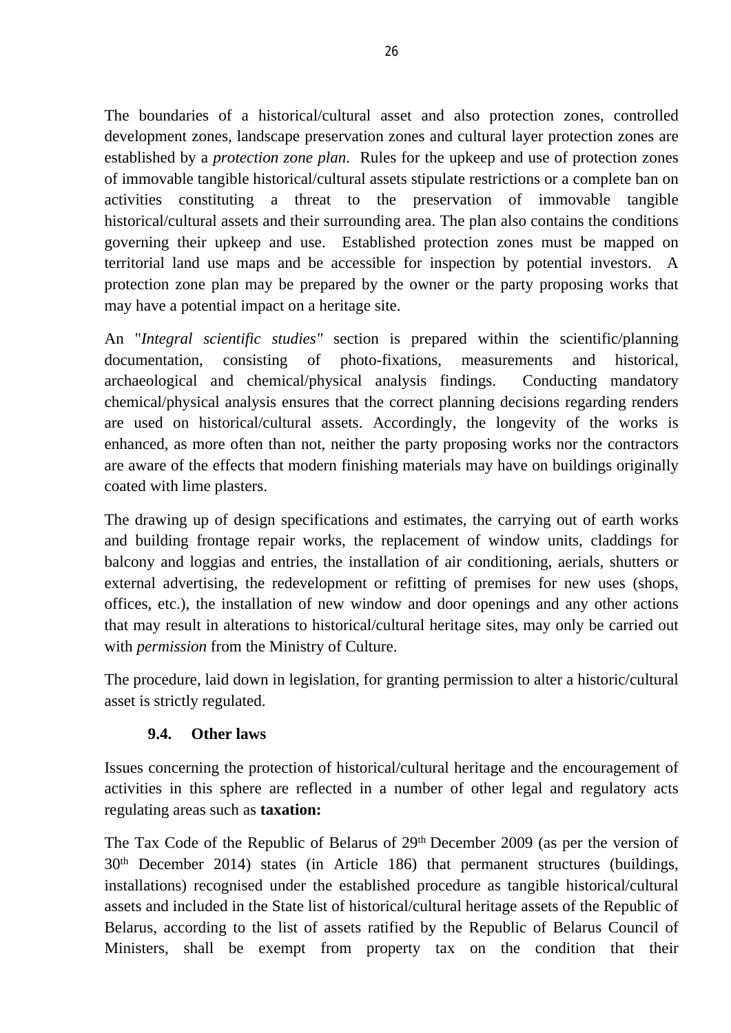The boundaries of a historical/cultural asset and also protection zones, controlled development zones, landscape preservation zones and cultural layer protection zones are established by a *protection zone plan*. Rules for the upkeep and use of protection zones of immovable tangible historical/cultural assets stipulate restrictions or a complete ban on activities constituting a threat to the preservation of immovable tangible historical/cultural assets and their surrounding area. The plan also contains the conditions governing their upkeep and use. Established protection zones must be mapped on territorial land use maps and be accessible for inspection by potential investors. A protection zone plan may be prepared by the owner or the party proposing works that may have a potential impact on a heritage site.

An "*Integral scientific studies"* section is prepared within the scientific/planning documentation, consisting of photo-fixations, measurements and historical, archaeological and chemical/physical analysis findings. Conducting mandatory chemical/physical analysis ensures that the correct planning decisions regarding renders are used on historical/cultural assets. Accordingly, the longevity of the works is enhanced, as more often than not, neither the party proposing works nor the contractors are aware of the effects that modern finishing materials may have on buildings originally coated with lime plasters.

The drawing up of design specifications and estimates, the carrying out of earth works and building frontage repair works, the replacement of window units, claddings for balcony and loggias and entries, the installation of air conditioning, aerials, shutters or external advertising, the redevelopment or refitting of premises for new uses (shops, offices, etc.), the installation of new window and door openings and any other actions that may result in alterations to historical/cultural heritage sites, may only be carried out with *permission* from the Ministry of Culture.

The procedure, laid down in legislation, for granting permission to alter a historic/cultural asset is strictly regulated.

### 9.4. Other laws

Issues concerning the protection of historical/cultural heritage and the encouragement of activities in this sphere are reflected in a number of other legal and regulatory acts regulating areas such as **taxation:**

The Tax Code of the Republic of Belarus of 29th December 2009 (as per the version of 30th December 2014) states (in Article 186) that permanent structures (buildings, installations) recognised under the established procedure as tangible historical/cultural assets and included in the State list of historical/cultural heritage assets of the Republic of Belarus, according to the list of assets ratified by the Republic of Belarus Council of Ministers, shall be exempt from property tax on the condition that their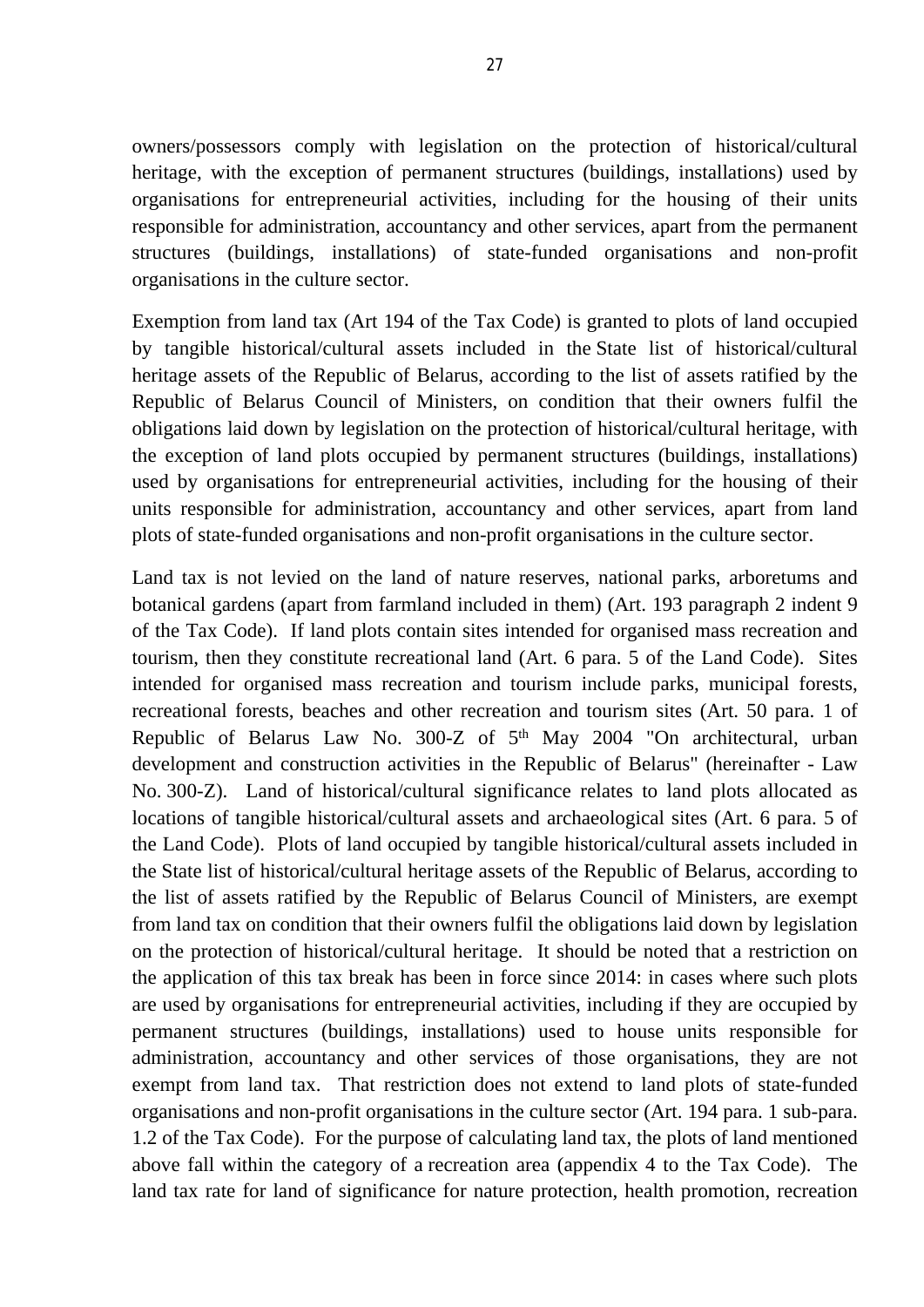owners/possessors comply with legislation on the protection of historical/cultural heritage, with the exception of permanent structures (buildings, installations) used by organisations for entrepreneurial activities, including for the housing of their units responsible for administration, accountancy and other services, apart from the permanent structures (buildings, installations) of state-funded organisations and non-profit organisations in the culture sector.

Exemption from land tax (Art 194 of the Tax Code) is granted to plots of land occupied by tangible historical/cultural assets included in the State list of historical/cultural heritage assets of the Republic of Belarus, according to the list of assets ratified by the Republic of Belarus Council of Ministers, on condition that their owners fulfil the obligations laid down by legislation on the protection of historical/cultural heritage, with the exception of land plots occupied by permanent structures (buildings, installations) used by organisations for entrepreneurial activities, including for the housing of their units responsible for administration, accountancy and other services, apart from land plots of state-funded organisations and non-profit organisations in the culture sector.

Land tax is not levied on the land of nature reserves, national parks, arboretums and botanical gardens (apart from farmland included in them) (Art. 193 paragraph 2 indent 9 of the Tax Code). If land plots contain sites intended for organised mass recreation and tourism, then they constitute recreational land (Art. 6 para. 5 of the Land Code). Sites intended for organised mass recreation and tourism include parks, municipal forests, recreational forests, beaches and other recreation and tourism sites (Art. 50 para. 1 of Republic of Belarus Law No. 300-Z of 5th May 2004 "On architectural, urban development and construction activities in the Republic of Belarus" (hereinafter - Law No. 300-Z). Land of historical/cultural significance relates to land plots allocated as locations of tangible historical/cultural assets and archaeological sites (Art. 6 para. 5 of the Land Code). Plots of land occupied by tangible historical/cultural assets included in the State list of historical/cultural heritage assets of the Republic of Belarus, according to the list of assets ratified by the Republic of Belarus Council of Ministers, are exempt from land tax on condition that their owners fulfil the obligations laid down by legislation on the protection of historical/cultural heritage. It should be noted that a restriction on the application of this tax break has been in force since 2014: in cases where such plots are used by organisations for entrepreneurial activities, including if they are occupied by permanent structures (buildings, installations) used to house units responsible for administration, accountancy and other services of those organisations, they are not exempt from land tax. That restriction does not extend to land plots of state-funded organisations and non-profit organisations in the culture sector (Art. 194 para. 1 sub-para. 1.2 of the Tax Code). For the purpose of calculating land tax, the plots of land mentioned above fall within the category of a recreation area (appendix 4 to the Tax Code). The land tax rate for land of significance for nature protection, health promotion, recreation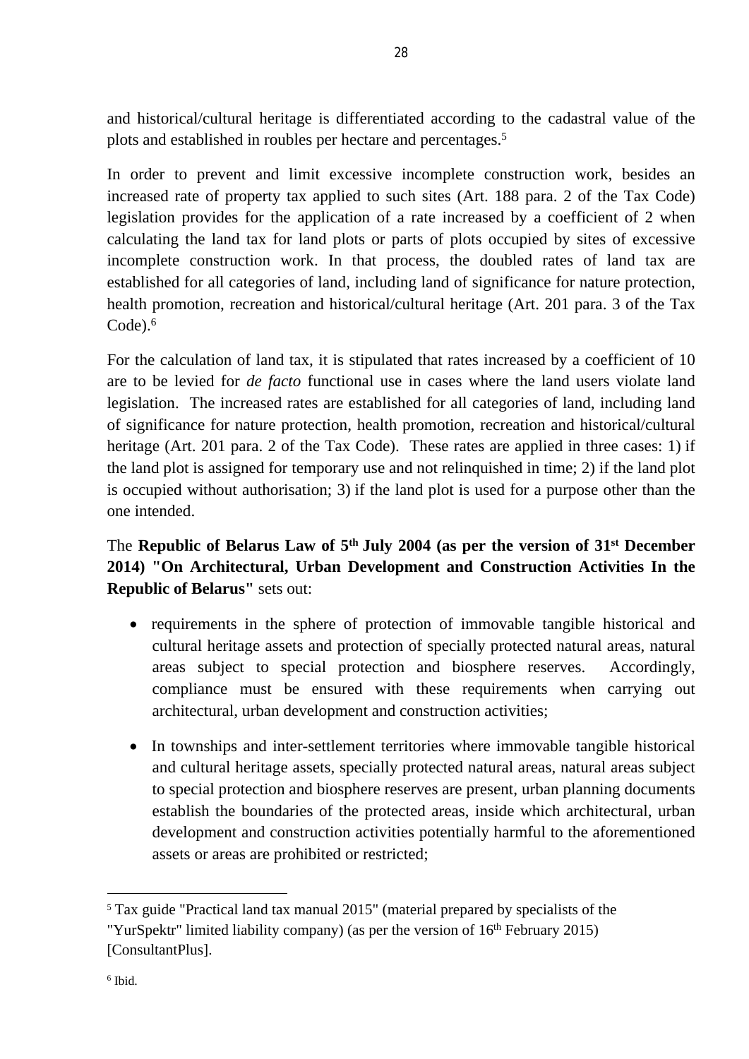and historical/cultural heritage is differentiated according to the cadastral value of the plots and established in roubles per hectare and percentages.[5]

In order to prevent and limit excessive incomplete construction work, besides an increased rate of property tax applied to such sites (Art. 188 para. 2 of the Tax Code) legislation provides for the application of a rate increased by a coefficient of 2 when calculating the land tax for land plots or parts of plots occupied by sites of excessive incomplete construction work. In that process, the doubled rates of land tax are established for all categories of land, including land of significance for nature protection, health promotion, recreation and historical/cultural heritage (Art. 201 para. 3 of the Tax Code).[6]

For the calculation of land tax, it is stipulated that rates increased by a coefficient of 10 are to be levied for *de facto* functional use in cases where the land users violate land legislation. The increased rates are established for all categories of land, including land of significance for nature protection, health promotion, recreation and historical/cultural heritage (Art. 201 para. 2 of the Tax Code). These rates are applied in three cases: 1) if the land plot is assigned for temporary use and not relinquished in time; 2) if the land plot is occupied without authorisation; 3) if the land plot is used for a purpose other than the one intended.

The **Republic of Belarus Law of 5th July 2004 (as per the version of 31st December 2014) "On Architectural, Urban Development and Construction Activities In the Republic of Belarus"** sets out:

- requirements in the sphere of protection of immovable tangible historical and cultural heritage assets and protection of specially protected natural areas, natural areas subject to special protection and biosphere reserves. Accordingly, compliance must be ensured with these requirements when carrying out architectural, urban development and construction activities;
- In townships and inter-settlement territories where immovable tangible historical and cultural heritage assets, specially protected natural areas, natural areas subject to special protection and biosphere reserves are present, urban planning documents establish the boundaries of the protected areas, inside which architectural, urban development and construction activities potentially harmful to the aforementioned assets or areas are prohibited or restricted;

---

[5] Tax guide "Practical land tax manual 2015" (material prepared by specialists of the "YurSpektr" limited liability company) (as per the version of 16th February 2015) [ConsultantPlus].

[6] Ibid.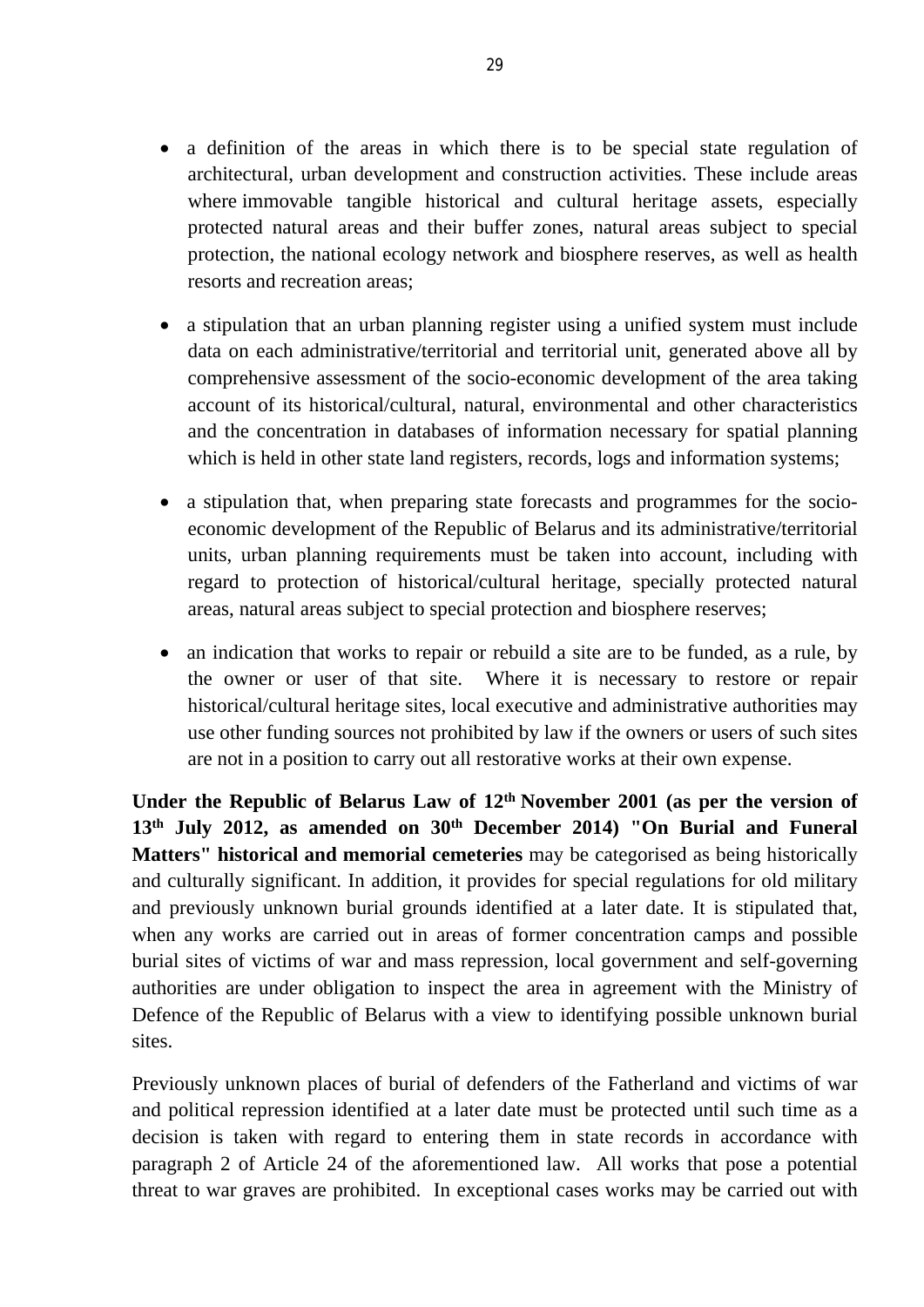- a definition of the areas in which there is to be special state regulation of architectural, urban development and construction activities. These include areas where immovable tangible historical and cultural heritage assets, especially protected natural areas and their buffer zones, natural areas subject to special protection, the national ecology network and biosphere reserves, as well as health resorts and recreation areas;

- a stipulation that an urban planning register using a unified system must include data on each administrative/territorial and territorial unit, generated above all by comprehensive assessment of the socio-economic development of the area taking account of its historical/cultural, natural, environmental and other characteristics and the concentration in databases of information necessary for spatial planning which is held in other state land registers, records, logs and information systems;

- a stipulation that, when preparing state forecasts and programmes for the socio-economic development of the Republic of Belarus and its administrative/territorial units, urban planning requirements must be taken into account, including with regard to protection of historical/cultural heritage, specially protected natural areas, natural areas subject to special protection and biosphere reserves;

- an indication that works to repair or rebuild a site are to be funded, as a rule, by the owner or user of that site. Where it is necessary to restore or repair historical/cultural heritage sites, local executive and administrative authorities may use other funding sources not prohibited by law if the owners or users of such sites are not in a position to carry out all restorative works at their own expense.

**Under the Republic of Belarus Law of 12th November 2001 (as per the version of 13th July 2012, as amended on 30th December 2014) "On Burial and Funeral Matters" historical and memorial cemeteries** may be categorised as being historically and culturally significant. In addition, it provides for special regulations for old military and previously unknown burial grounds identified at a later date. It is stipulated that, when any works are carried out in areas of former concentration camps and possible burial sites of victims of war and mass repression, local government and self-governing authorities are under obligation to inspect the area in agreement with the Ministry of Defence of the Republic of Belarus with a view to identifying possible unknown burial sites.

Previously unknown places of burial of defenders of the Fatherland and victims of war and political repression identified at a later date must be protected until such time as a decision is taken with regard to entering them in state records in accordance with paragraph 2 of Article 24 of the aforementioned law. All works that pose a potential threat to war graves are prohibited. In exceptional cases works may be carried out with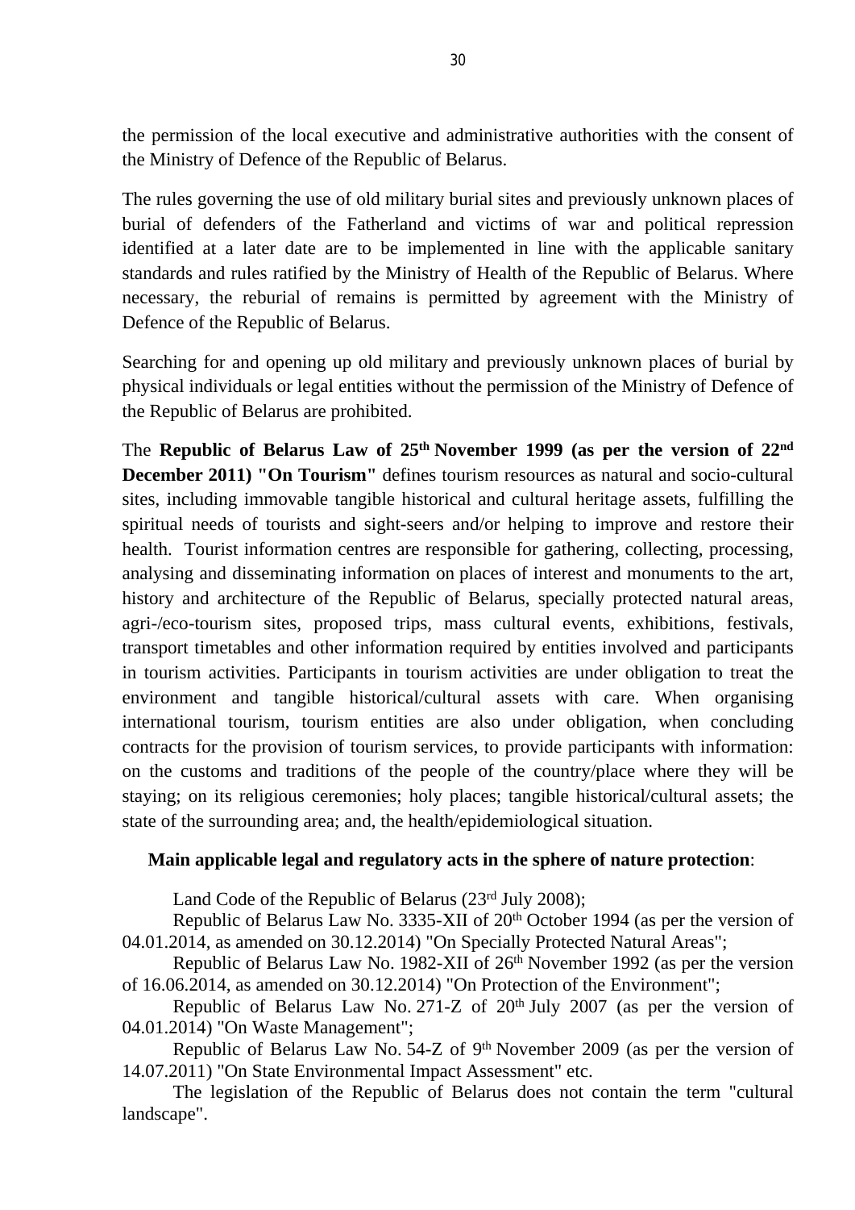the permission of the local executive and administrative authorities with the consent of the Ministry of Defence of the Republic of Belarus.

The rules governing the use of old military burial sites and previously unknown places of burial of defenders of the Fatherland and victims of war and political repression identified at a later date are to be implemented in line with the applicable sanitary standards and rules ratified by the Ministry of Health of the Republic of Belarus. Where necessary, the reburial of remains is permitted by agreement with the Ministry of Defence of the Republic of Belarus.

Searching for and opening up old military and previously unknown places of burial by physical individuals or legal entities without the permission of the Ministry of Defence of the Republic of Belarus are prohibited.

The **Republic of Belarus Law of 25th November 1999 (as per the version of 22nd December 2011) "On Tourism"** defines tourism resources as natural and socio-cultural sites, including immovable tangible historical and cultural heritage assets, fulfilling the spiritual needs of tourists and sight-seers and/or helping to improve and restore their health. Tourist information centres are responsible for gathering, collecting, processing, analysing and disseminating information on places of interest and monuments to the art, history and architecture of the Republic of Belarus, specially protected natural areas, agri-/eco-tourism sites, proposed trips, mass cultural events, exhibitions, festivals, transport timetables and other information required by entities involved and participants in tourism activities. Participants in tourism activities are under obligation to treat the environment and tangible historical/cultural assets with care. When organising international tourism, tourism entities are also under obligation, when concluding contracts for the provision of tourism services, to provide participants with information: on the customs and traditions of the people of the country/place where they will be staying; on its religious ceremonies; holy places; tangible historical/cultural assets; the state of the surrounding area; and, the health/epidemiological situation.

**Main applicable legal and regulatory acts in the sphere of nature protection**:

Land Code of the Republic of Belarus (23rd July 2008);

Republic of Belarus Law No. 3335-XII of 20th October 1994 (as per the version of 04.01.2014, as amended on 30.12.2014) "On Specially Protected Natural Areas";

Republic of Belarus Law No. 1982-XII of 26th November 1992 (as per the version of 16.06.2014, as amended on 30.12.2014) "On Protection of the Environment";

Republic of Belarus Law No. 271-Z of 20th July 2007 (as per the version of 04.01.2014) "On Waste Management";

Republic of Belarus Law No. 54-Z of 9th November 2009 (as per the version of 14.07.2011) "On State Environmental Impact Assessment" etc.

The legislation of the Republic of Belarus does not contain the term "cultural landscape".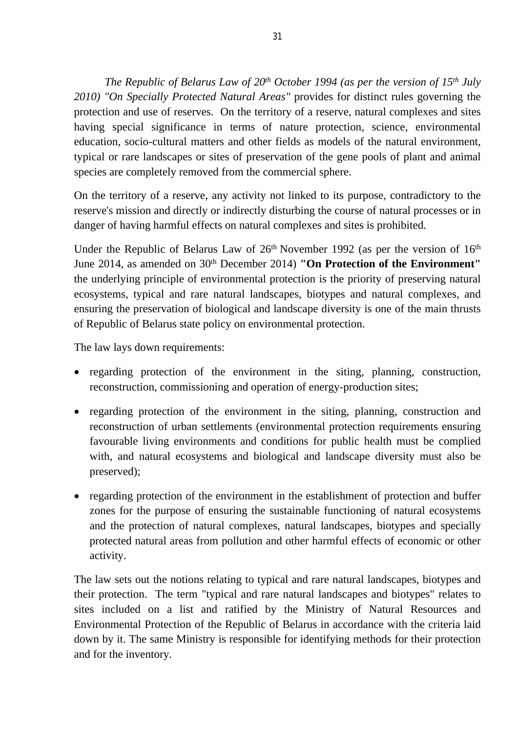*The Republic of Belarus Law of 20th October 1994 (as per the version of 15th July 2010) "On Specially Protected Natural Areas"* provides for distinct rules governing the protection and use of reserves. On the territory of a reserve, natural complexes and sites having special significance in terms of nature protection, science, environmental education, socio-cultural matters and other fields as models of the natural environment, typical or rare landscapes or sites of preservation of the gene pools of plant and animal species are completely removed from the commercial sphere.

On the territory of a reserve, any activity not linked to its purpose, contradictory to the reserve's mission and directly or indirectly disturbing the course of natural processes or in danger of having harmful effects on natural complexes and sites is prohibited.

Under the Republic of Belarus Law of 26th November 1992 (as per the version of 16th June 2014, as amended on 30th December 2014) **"On Protection of the Environment"** the underlying principle of environmental protection is the priority of preserving natural ecosystems, typical and rare natural landscapes, biotypes and natural complexes, and ensuring the preservation of biological and landscape diversity is one of the main thrusts of Republic of Belarus state policy on environmental protection.

The law lays down requirements:

- regarding protection of the environment in the siting, planning, construction, reconstruction, commissioning and operation of energy-production sites;
- regarding protection of the environment in the siting, planning, construction and reconstruction of urban settlements (environmental protection requirements ensuring favourable living environments and conditions for public health must be complied with, and natural ecosystems and biological and landscape diversity must also be preserved);
- regarding protection of the environment in the establishment of protection and buffer zones for the purpose of ensuring the sustainable functioning of natural ecosystems and the protection of natural complexes, natural landscapes, biotypes and specially protected natural areas from pollution and other harmful effects of economic or other activity.

The law sets out the notions relating to typical and rare natural landscapes, biotypes and their protection. The term "typical and rare natural landscapes and biotypes" relates to sites included on a list and ratified by the Ministry of Natural Resources and Environmental Protection of the Republic of Belarus in accordance with the criteria laid down by it. The same Ministry is responsible for identifying methods for their protection and for the inventory.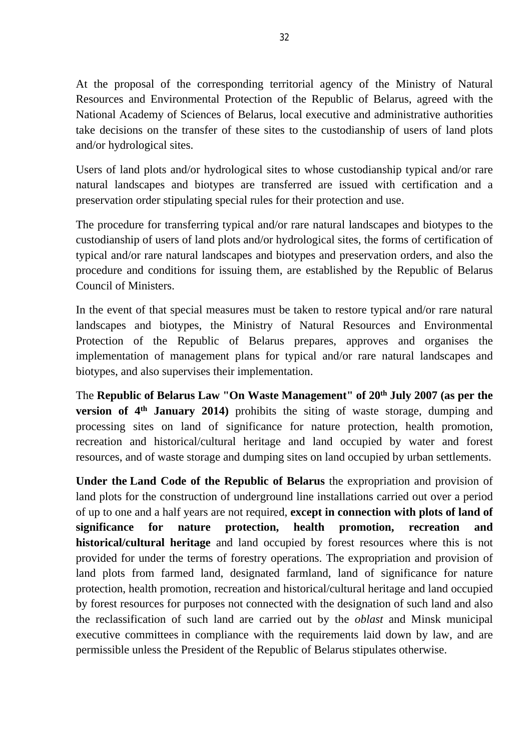At the proposal of the corresponding territorial agency of the Ministry of Natural Resources and Environmental Protection of the Republic of Belarus, agreed with the National Academy of Sciences of Belarus, local executive and administrative authorities take decisions on the transfer of these sites to the custodianship of users of land plots and/or hydrological sites.

Users of land plots and/or hydrological sites to whose custodianship typical and/or rare natural landscapes and biotypes are transferred are issued with certification and a preservation order stipulating special rules for their protection and use.

The procedure for transferring typical and/or rare natural landscapes and biotypes to the custodianship of users of land plots and/or hydrological sites, the forms of certification of typical and/or rare natural landscapes and biotypes and preservation orders, and also the procedure and conditions for issuing them, are established by the Republic of Belarus Council of Ministers.

In the event of that special measures must be taken to restore typical and/or rare natural landscapes and biotypes, the Ministry of Natural Resources and Environmental Protection of the Republic of Belarus prepares, approves and organises the implementation of management plans for typical and/or rare natural landscapes and biotypes, and also supervises their implementation.

The **Republic of Belarus Law "On Waste Management" of 20th July 2007 (as per the version of 4th January 2014)** prohibits the siting of waste storage, dumping and processing sites on land of significance for nature protection, health promotion, recreation and historical/cultural heritage and land occupied by water and forest resources, and of waste storage and dumping sites on land occupied by urban settlements.

**Under the Land Code of the Republic of Belarus** the expropriation and provision of land plots for the construction of underground line installations carried out over a period of up to one and a half years are not required, **except in connection with plots of land of significance for nature protection, health promotion, recreation and historical/cultural heritage** and land occupied by forest resources where this is not provided for under the terms of forestry operations. The expropriation and provision of land plots from farmed land, designated farmland, land of significance for nature protection, health promotion, recreation and historical/cultural heritage and land occupied by forest resources for purposes not connected with the designation of such land and also the reclassification of such land are carried out by the *oblast* and Minsk municipal executive committees in compliance with the requirements laid down by law, and are permissible unless the President of the Republic of Belarus stipulates otherwise.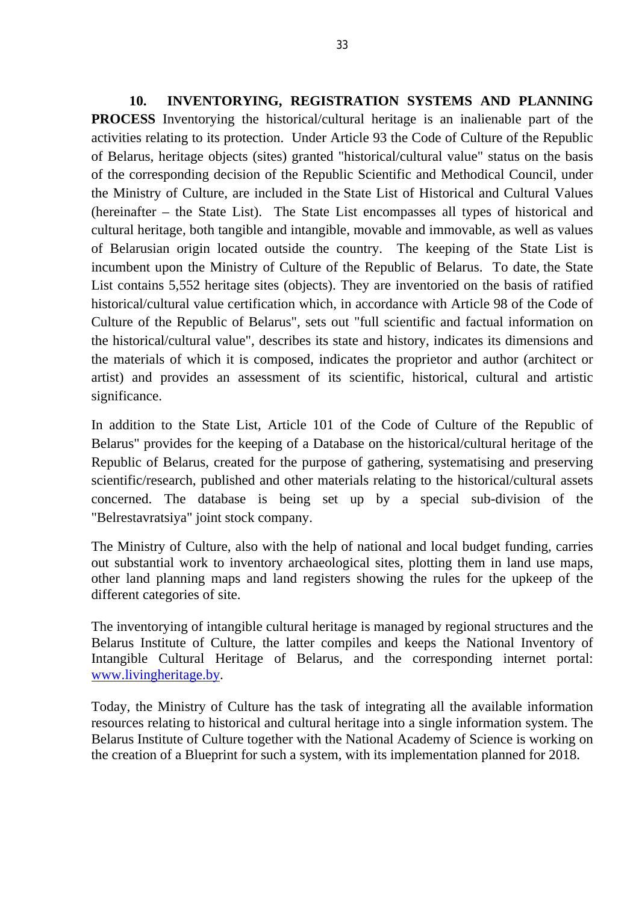**10. INVENTORYING, REGISTRATION SYSTEMS AND PLANNING PROCESS** Inventorying the historical/cultural heritage is an inalienable part of the activities relating to its protection. Under Article 93 the Code of Culture of the Republic of Belarus, heritage objects (sites) granted "historical/cultural value" status on the basis of the corresponding decision of the Republic Scientific and Methodical Council, under the Ministry of Culture, are included in the State List of Historical and Cultural Values (hereinafter – the State List). The State List encompasses all types of historical and cultural heritage, both tangible and intangible, movable and immovable, as well as values of Belarusian origin located outside the country. The keeping of the State List is incumbent upon the Ministry of Culture of the Republic of Belarus. To date, the State List contains 5,552 heritage sites (objects). They are inventoried on the basis of ratified historical/cultural value certification which, in accordance with Article 98 of the Code of Culture of the Republic of Belarus", sets out "full scientific and factual information on the historical/cultural value", describes its state and history, indicates its dimensions and the materials of which it is composed, indicates the proprietor and author (architect or artist) and provides an assessment of its scientific, historical, cultural and artistic significance.

In addition to the State List, Article 101 of the Code of Culture of the Republic of Belarus" provides for the keeping of a Database on the historical/cultural heritage of the Republic of Belarus, created for the purpose of gathering, systematising and preserving scientific/research, published and other materials relating to the historical/cultural assets concerned. The database is being set up by a special sub-division of the "Belrestavratsiya" joint stock company.

The Ministry of Culture, also with the help of national and local budget funding, carries out substantial work to inventory archaeological sites, plotting them in land use maps, other land planning maps and land registers showing the rules for the upkeep of the different categories of site.

The inventorying of intangible cultural heritage is managed by regional structures and the Belarus Institute of Culture, the latter compiles and keeps the National Inventory of Intangible Cultural Heritage of Belarus, and the corresponding internet portal: [www.livingheritage.by](http://www.livingheritage.by).

Today, the Ministry of Culture has the task of integrating all the available information resources relating to historical and cultural heritage into a single information system. The Belarus Institute of Culture together with the National Academy of Science is working on the creation of a Blueprint for such a system, with its implementation planned for 2018.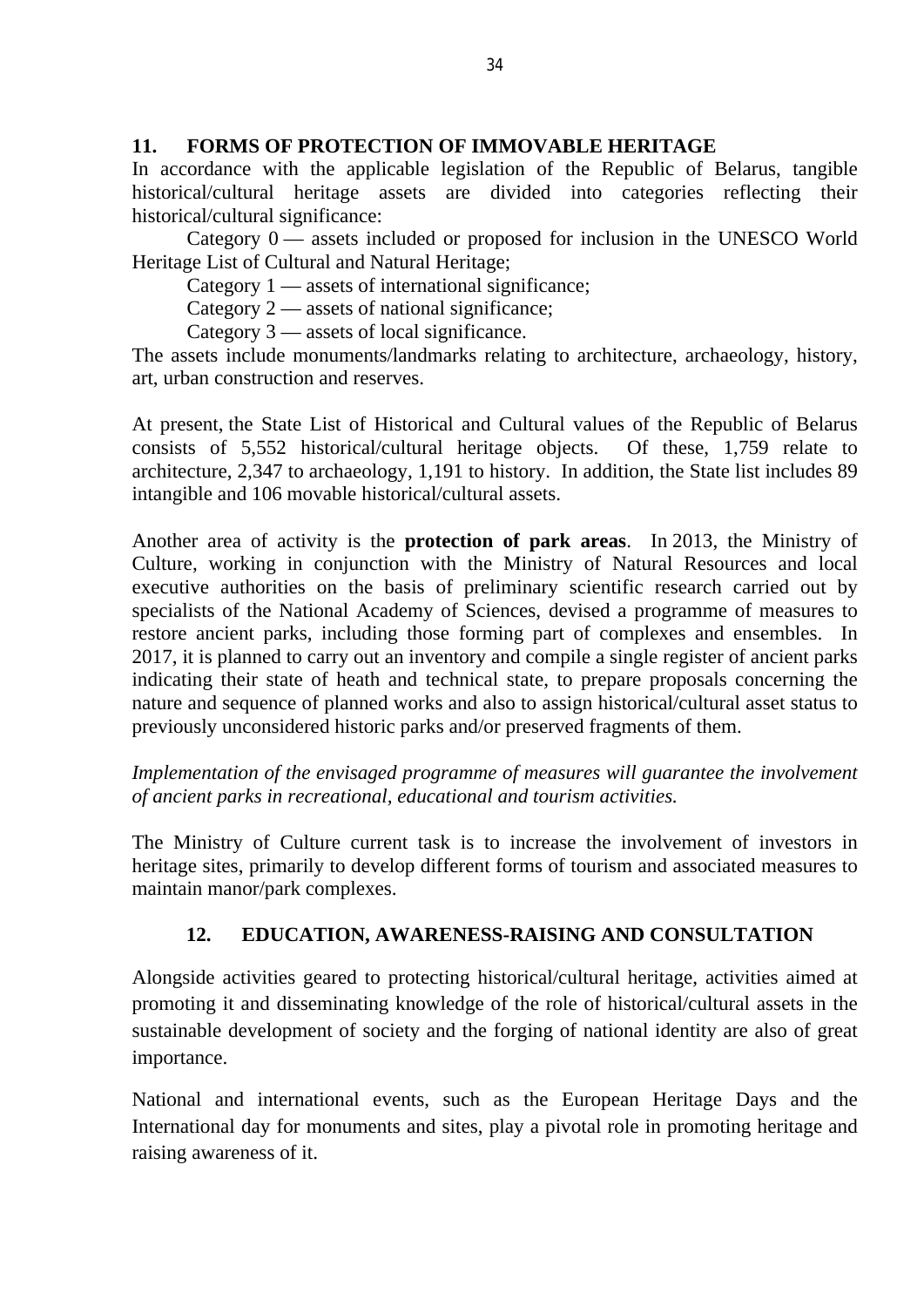## 11. FORMS OF PROTECTION OF IMMOVABLE HERITAGE

In accordance with the applicable legislation of the Republic of Belarus, tangible historical/cultural heritage assets are divided into categories reflecting their historical/cultural significance:

Category 0 — assets included or proposed for inclusion in the UNESCO World Heritage List of Cultural and Natural Heritage;

Category 1 — assets of international significance;

Category 2 — assets of national significance;

Category 3 — assets of local significance.

The assets include monuments/landmarks relating to architecture, archaeology, history, art, urban construction and reserves.

At present, the State List of Historical and Cultural values of the Republic of Belarus consists of 5,552 historical/cultural heritage objects. Of these, 1,759 relate to architecture, 2,347 to archaeology, 1,191 to history. In addition, the State list includes 89 intangible and 106 movable historical/cultural assets.

Another area of activity is the **protection of park areas**. In 2013, the Ministry of Culture, working in conjunction with the Ministry of Natural Resources and local executive authorities on the basis of preliminary scientific research carried out by specialists of the National Academy of Sciences, devised a programme of measures to restore ancient parks, including those forming part of complexes and ensembles. In 2017, it is planned to carry out an inventory and compile a single register of ancient parks indicating their state of heath and technical state, to prepare proposals concerning the nature and sequence of planned works and also to assign historical/cultural asset status to previously unconsidered historic parks and/or preserved fragments of them.

*Implementation of the envisaged programme of measures will guarantee the involvement of ancient parks in recreational, educational and tourism activities.*

The Ministry of Culture current task is to increase the involvement of investors in heritage sites, primarily to develop different forms of tourism and associated measures to maintain manor/park complexes.

## 12. EDUCATION, AWARENESS-RAISING AND CONSULTATION

Alongside activities geared to protecting historical/cultural heritage, activities aimed at promoting it and disseminating knowledge of the role of historical/cultural assets in the sustainable development of society and the forging of national identity are also of great importance.

National and international events, such as the European Heritage Days and the International day for monuments and sites, play a pivotal role in promoting heritage and raising awareness of it.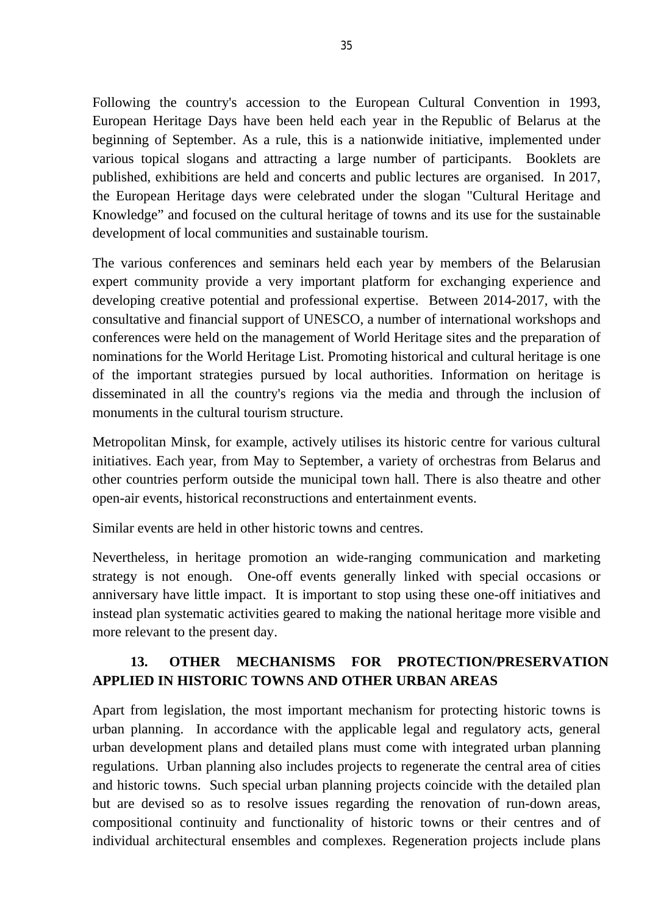Following the country's accession to the European Cultural Convention in 1993, European Heritage Days have been held each year in the Republic of Belarus at the beginning of September. As a rule, this is a nationwide initiative, implemented under various topical slogans and attracting a large number of participants. Booklets are published, exhibitions are held and concerts and public lectures are organised. In 2017, the European Heritage days were celebrated under the slogan "Cultural Heritage and Knowledge" and focused on the cultural heritage of towns and its use for the sustainable development of local communities and sustainable tourism.

The various conferences and seminars held each year by members of the Belarusian expert community provide a very important platform for exchanging experience and developing creative potential and professional expertise. Between 2014-2017, with the consultative and financial support of UNESCO, a number of international workshops and conferences were held on the management of World Heritage sites and the preparation of nominations for the World Heritage List. Promoting historical and cultural heritage is one of the important strategies pursued by local authorities. Information on heritage is disseminated in all the country's regions via the media and through the inclusion of monuments in the cultural tourism structure.

Metropolitan Minsk, for example, actively utilises its historic centre for various cultural initiatives. Each year, from May to September, a variety of orchestras from Belarus and other countries perform outside the municipal town hall. There is also theatre and other open-air events, historical reconstructions and entertainment events.

Similar events are held in other historic towns and centres.

Nevertheless, in heritage promotion an wide-ranging communication and marketing strategy is not enough. One-off events generally linked with special occasions or anniversary have little impact. It is important to stop using these one-off initiatives and instead plan systematic activities geared to making the national heritage more visible and more relevant to the present day.

## 13. OTHER MECHANISMS FOR PROTECTION/PRESERVATION APPLIED IN HISTORIC TOWNS AND OTHER URBAN AREAS

Apart from legislation, the most important mechanism for protecting historic towns is urban planning. In accordance with the applicable legal and regulatory acts, general urban development plans and detailed plans must come with integrated urban planning regulations. Urban planning also includes projects to regenerate the central area of cities and historic towns. Such special urban planning projects coincide with the detailed plan but are devised so as to resolve issues regarding the renovation of run-down areas, compositional continuity and functionality of historic towns or their centres and of individual architectural ensembles and complexes. Regeneration projects include plans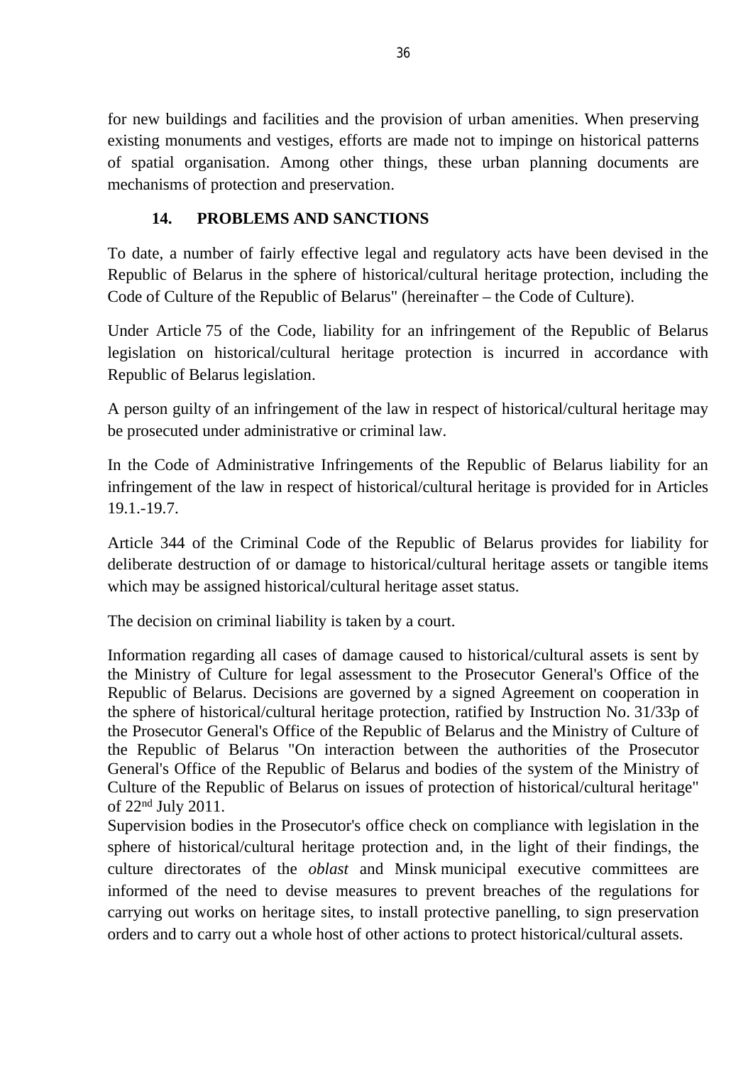for new buildings and facilities and the provision of urban amenities. When preserving existing monuments and vestiges, efforts are made not to impinge on historical patterns of spatial organisation. Among other things, these urban planning documents are mechanisms of protection and preservation.

## 14. PROBLEMS AND SANCTIONS

To date, a number of fairly effective legal and regulatory acts have been devised in the Republic of Belarus in the sphere of historical/cultural heritage protection, including the Code of Culture of the Republic of Belarus" (hereinafter – the Code of Culture).

Under Article 75 of the Code, liability for an infringement of the Republic of Belarus legislation on historical/cultural heritage protection is incurred in accordance with Republic of Belarus legislation.

A person guilty of an infringement of the law in respect of historical/cultural heritage may be prosecuted under administrative or criminal law.

In the Code of Administrative Infringements of the Republic of Belarus liability for an infringement of the law in respect of historical/cultural heritage is provided for in Articles 19.1.-19.7.

Article 344 of the Criminal Code of the Republic of Belarus provides for liability for deliberate destruction of or damage to historical/cultural heritage assets or tangible items which may be assigned historical/cultural heritage asset status.

The decision on criminal liability is taken by a court.

Information regarding all cases of damage caused to historical/cultural assets is sent by the Ministry of Culture for legal assessment to the Prosecutor General's Office of the Republic of Belarus. Decisions are governed by a signed Agreement on cooperation in the sphere of historical/cultural heritage protection, ratified by Instruction No. 31/33p of the Prosecutor General's Office of the Republic of Belarus and the Ministry of Culture of the Republic of Belarus "On interaction between the authorities of the Prosecutor General's Office of the Republic of Belarus and bodies of the system of the Ministry of Culture of the Republic of Belarus on issues of protection of historical/cultural heritage" of 22nd July 2011.

Supervision bodies in the Prosecutor's office check on compliance with legislation in the sphere of historical/cultural heritage protection and, in the light of their findings, the culture directorates of the *oblast* and Minsk municipal executive committees are informed of the need to devise measures to prevent breaches of the regulations for carrying out works on heritage sites, to install protective panelling, to sign preservation orders and to carry out a whole host of other actions to protect historical/cultural assets.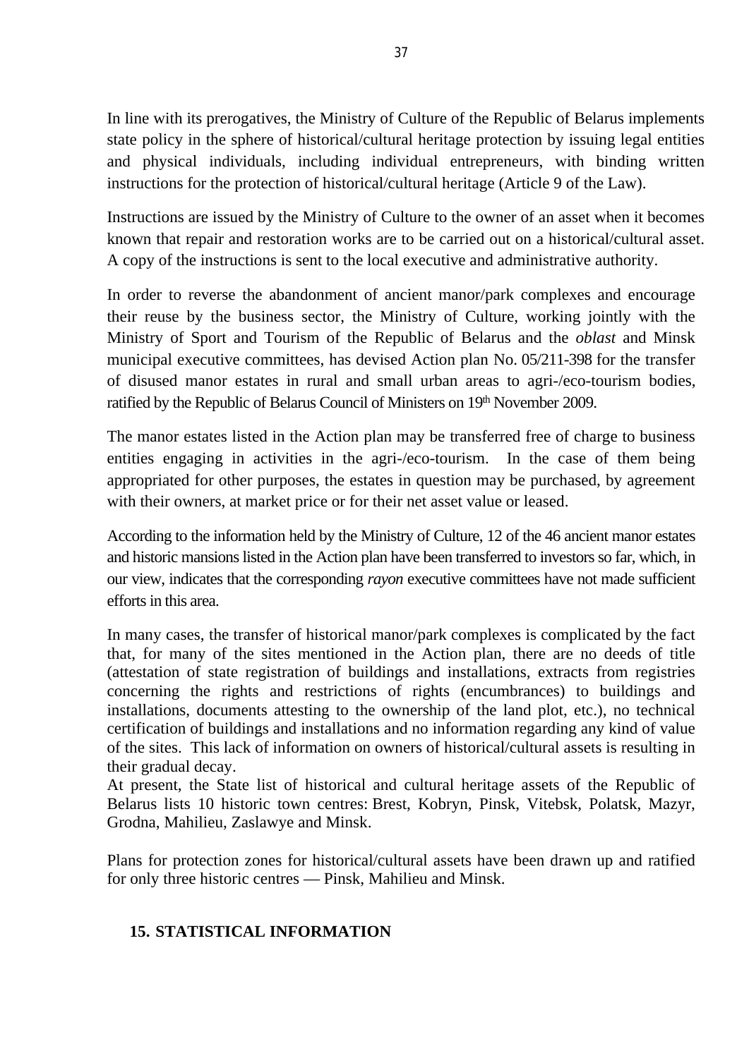In line with its prerogatives, the Ministry of Culture of the Republic of Belarus implements state policy in the sphere of historical/cultural heritage protection by issuing legal entities and physical individuals, including individual entrepreneurs, with binding written instructions for the protection of historical/cultural heritage (Article 9 of the Law).

Instructions are issued by the Ministry of Culture to the owner of an asset when it becomes known that repair and restoration works are to be carried out on a historical/cultural asset. A copy of the instructions is sent to the local executive and administrative authority.

In order to reverse the abandonment of ancient manor/park complexes and encourage their reuse by the business sector, the Ministry of Culture, working jointly with the Ministry of Sport and Tourism of the Republic of Belarus and the *oblast* and Minsk municipal executive committees, has devised Action plan No. 05/211-398 for the transfer of disused manor estates in rural and small urban areas to agri-/eco-tourism bodies, ratified by the Republic of Belarus Council of Ministers on 19th November 2009.

The manor estates listed in the Action plan may be transferred free of charge to business entities engaging in activities in the agri-/eco-tourism. In the case of them being appropriated for other purposes, the estates in question may be purchased, by agreement with their owners, at market price or for their net asset value or leased.

According to the information held by the Ministry of Culture, 12 of the 46 ancient manor estates and historic mansions listed in the Action plan have been transferred to investors so far, which, in our view, indicates that the corresponding *rayon* executive committees have not made sufficient efforts in this area.

In many cases, the transfer of historical manor/park complexes is complicated by the fact that, for many of the sites mentioned in the Action plan, there are no deeds of title (attestation of state registration of buildings and installations, extracts from registries concerning the rights and restrictions of rights (encumbrances) to buildings and installations, documents attesting to the ownership of the land plot, etc.), no technical certification of buildings and installations and no information regarding any kind of value of the sites. This lack of information on owners of historical/cultural assets is resulting in their gradual decay.

At present, the State list of historical and cultural heritage assets of the Republic of Belarus lists 10 historic town centres: Brest, Kobryn, Pinsk, Vitebsk, Polatsk, Mazyr, Grodna, Mahilieu, Zaslawye and Minsk.

Plans for protection zones for historical/cultural assets have been drawn up and ratified for only three historic centres — Pinsk, Mahilieu and Minsk.

## 15. STATISTICAL INFORMATION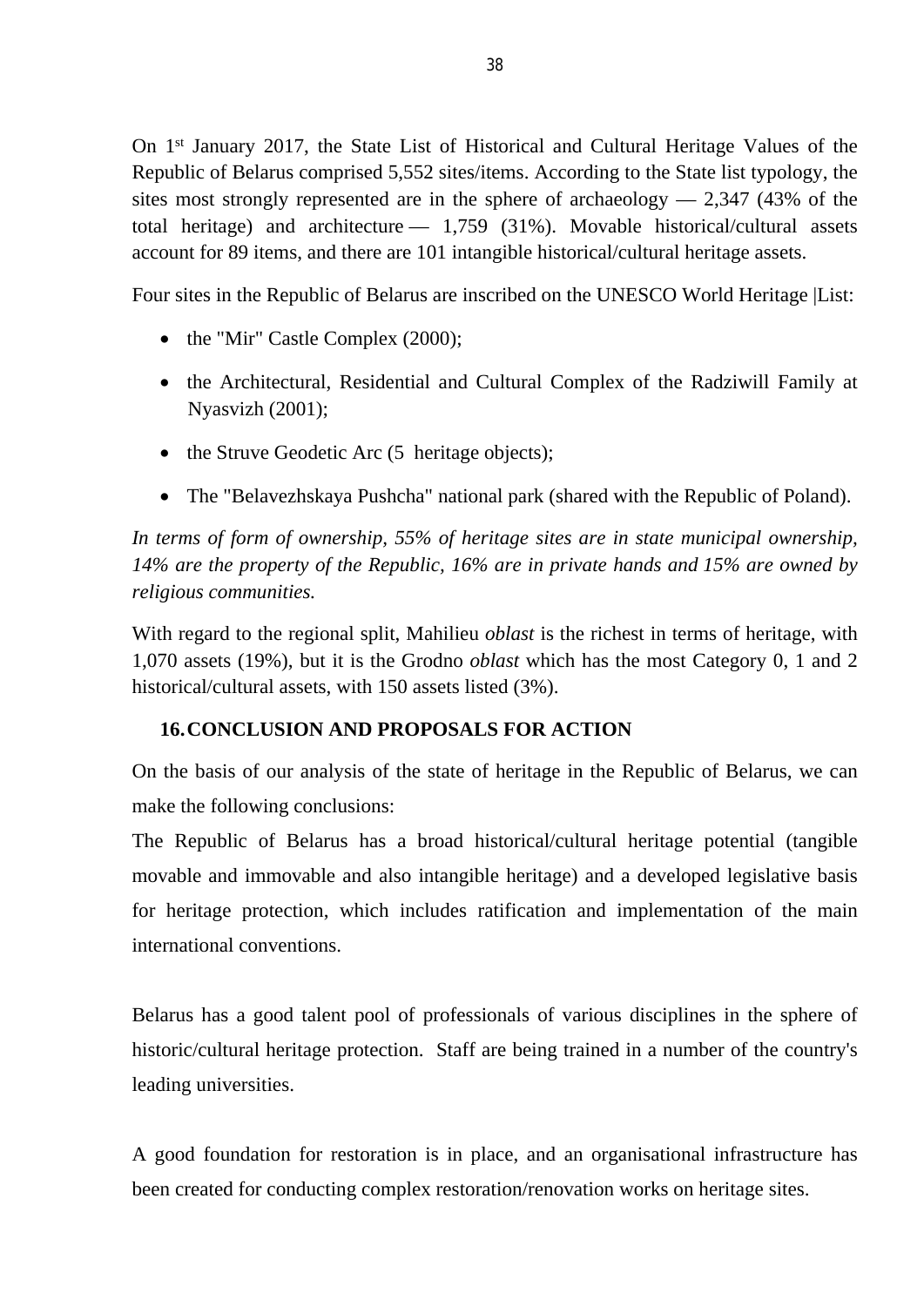On 1st January 2017, the State List of Historical and Cultural Heritage Values of the Republic of Belarus comprised 5,552 sites/items. According to the State list typology, the sites most strongly represented are in the sphere of archaeology — 2,347 (43% of the total heritage) and architecture — 1,759 (31%). Movable historical/cultural assets account for 89 items, and there are 101 intangible historical/cultural heritage assets.

Four sites in the Republic of Belarus are inscribed on the UNESCO World Heritage |List:

- the "Mir" Castle Complex (2000);
- the Architectural, Residential and Cultural Complex of the Radziwill Family at Nyasvizh (2001);
- the Struve Geodetic Arc (5 heritage objects);
- The "Belavezhskaya Pushcha" national park (shared with the Republic of Poland).

*In terms of form of ownership, 55% of heritage sites are in state municipal ownership, 14% are the property of the Republic, 16% are in private hands and 15% are owned by religious communities.*

With regard to the regional split, Mahilieu *oblast* is the richest in terms of heritage, with 1,070 assets (19%), but it is the Grodno *oblast* which has the most Category 0, 1 and 2 historical/cultural assets, with 150 assets listed (3%).

## 16. CONCLUSION AND PROPOSALS FOR ACTION

On the basis of our analysis of the state of heritage in the Republic of Belarus, we can make the following conclusions:

The Republic of Belarus has a broad historical/cultural heritage potential (tangible movable and immovable and also intangible heritage) and a developed legislative basis for heritage protection, which includes ratification and implementation of the main international conventions.

Belarus has a good talent pool of professionals of various disciplines in the sphere of historic/cultural heritage protection. Staff are being trained in a number of the country's leading universities.

A good foundation for restoration is in place, and an organisational infrastructure has been created for conducting complex restoration/renovation works on heritage sites.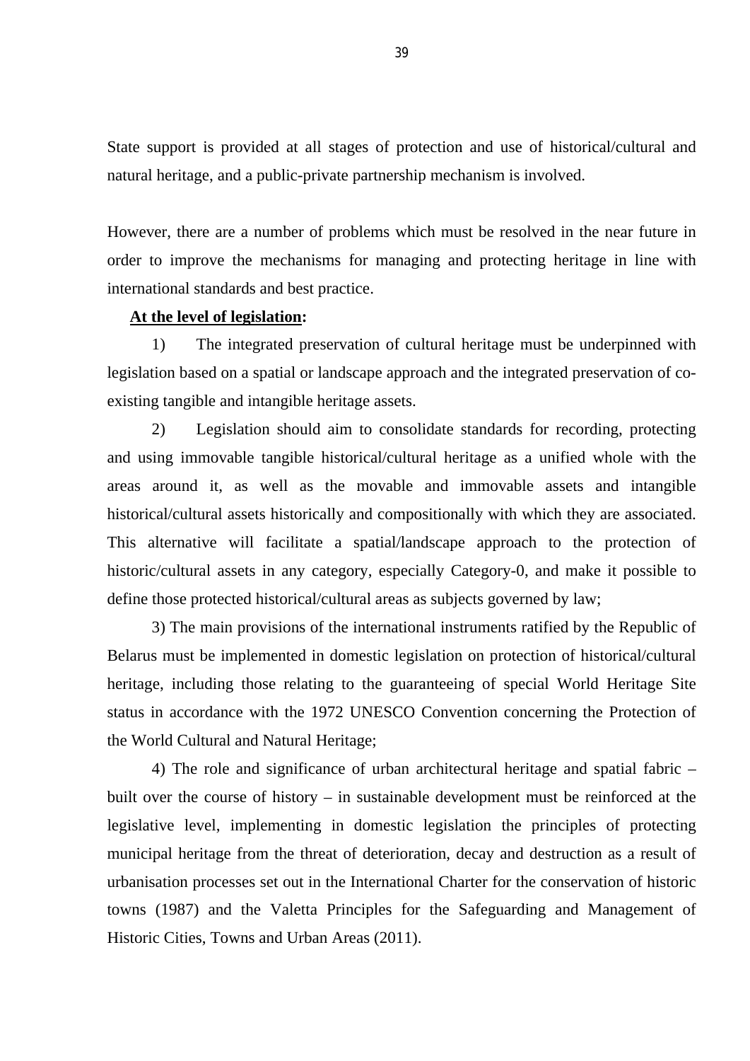State support is provided at all stages of protection and use of historical/cultural and natural heritage, and a public-private partnership mechanism is involved.

However, there are a number of problems which must be resolved in the near future in order to improve the mechanisms for managing and protecting heritage in line with international standards and best practice.

**<u>At the level of legislation</u>:**

1) The integrated preservation of cultural heritage must be underpinned with legislation based on a spatial or landscape approach and the integrated preservation of co-existing tangible and intangible heritage assets.

2) Legislation should aim to consolidate standards for recording, protecting and using immovable tangible historical/cultural heritage as a unified whole with the areas around it, as well as the movable and immovable assets and intangible historical/cultural assets historically and compositionally with which they are associated. This alternative will facilitate a spatial/landscape approach to the protection of historic/cultural assets in any category, especially Category-0, and make it possible to define those protected historical/cultural areas as subjects governed by law;

3) The main provisions of the international instruments ratified by the Republic of Belarus must be implemented in domestic legislation on protection of historical/cultural heritage, including those relating to the guaranteeing of special World Heritage Site status in accordance with the 1972 UNESCO Convention concerning the Protection of the World Cultural and Natural Heritage;

4) The role and significance of urban architectural heritage and spatial fabric – built over the course of history – in sustainable development must be reinforced at the legislative level, implementing in domestic legislation the principles of protecting municipal heritage from the threat of deterioration, decay and destruction as a result of urbanisation processes set out in the International Charter for the conservation of historic towns (1987) and the Valetta Principles for the Safeguarding and Management of Historic Cities, Towns and Urban Areas (2011).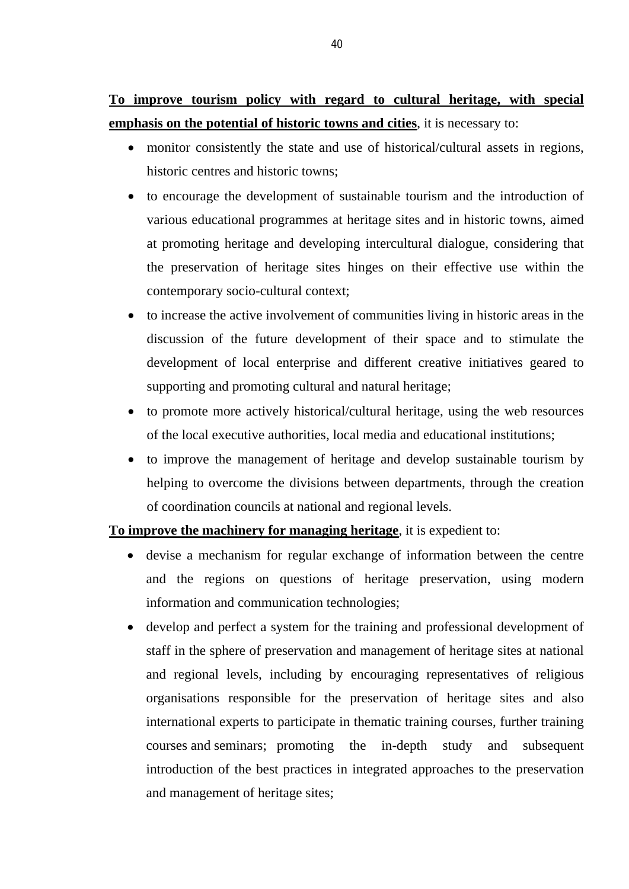**<u>To improve tourism policy with regard to cultural heritage, with special emphasis on the potential of historic towns and cities</u>**, it is necessary to:

- monitor consistently the state and use of historical/cultural assets in regions, historic centres and historic towns;
- to encourage the development of sustainable tourism and the introduction of various educational programmes at heritage sites and in historic towns, aimed at promoting heritage and developing intercultural dialogue, considering that the preservation of heritage sites hinges on their effective use within the contemporary socio-cultural context;
- to increase the active involvement of communities living in historic areas in the discussion of the future development of their space and to stimulate the development of local enterprise and different creative initiatives geared to supporting and promoting cultural and natural heritage;
- to promote more actively historical/cultural heritage, using the web resources of the local executive authorities, local media and educational institutions;
- to improve the management of heritage and develop sustainable tourism by helping to overcome the divisions between departments, through the creation of coordination councils at national and regional levels.

**<u>To improve the machinery for managing heritage</u>**, it is expedient to:

- devise a mechanism for regular exchange of information between the centre and the regions on questions of heritage preservation, using modern information and communication technologies;
- develop and perfect a system for the training and professional development of staff in the sphere of preservation and management of heritage sites at national and regional levels, including by encouraging representatives of religious organisations responsible for the preservation of heritage sites and also international experts to participate in thematic training courses, further training courses and seminars; promoting the in-depth study and subsequent introduction of the best practices in integrated approaches to the preservation and management of heritage sites;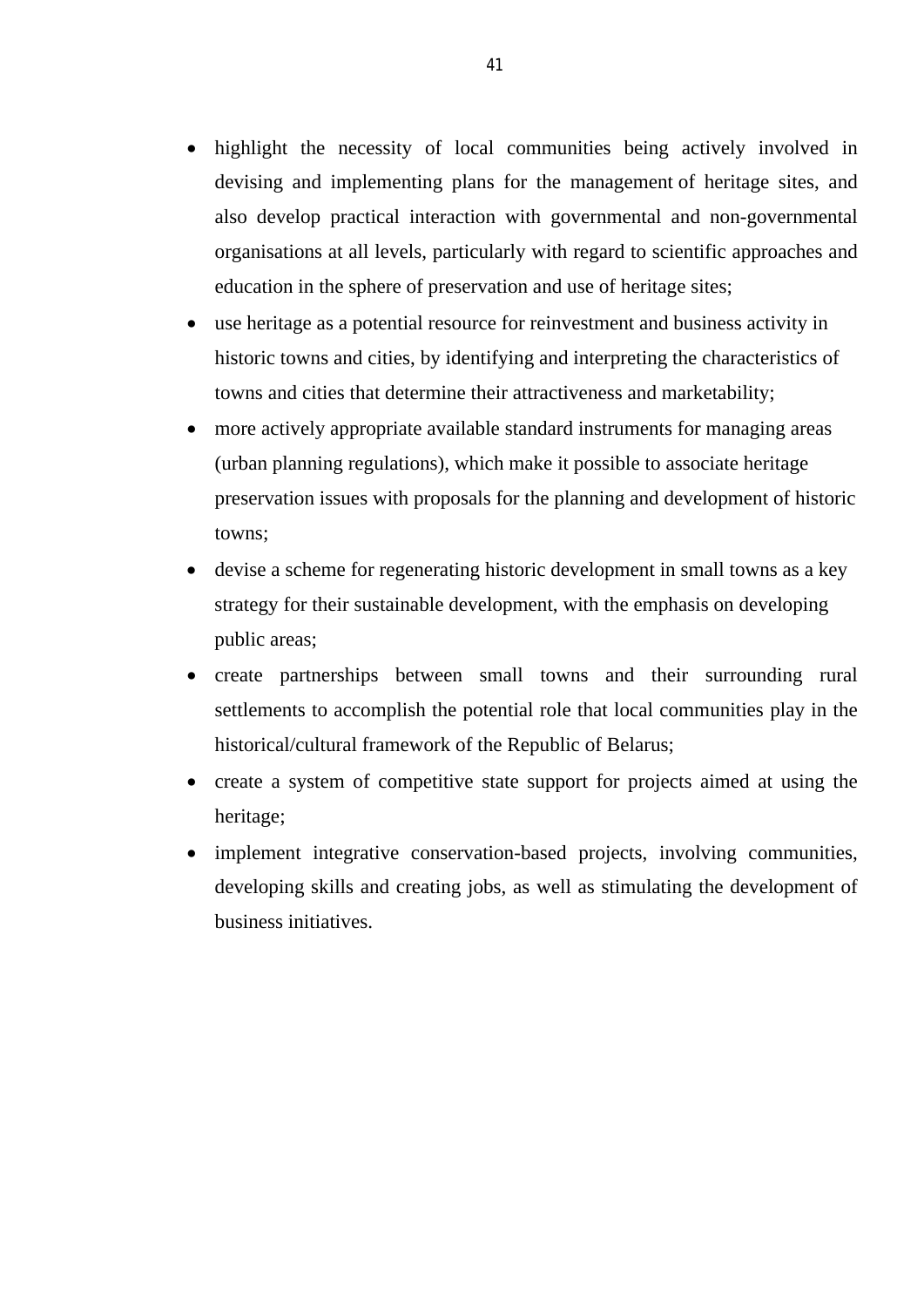- highlight the necessity of local communities being actively involved in devising and implementing plans for the management of heritage sites, and also develop practical interaction with governmental and non-governmental organisations at all levels, particularly with regard to scientific approaches and education in the sphere of preservation and use of heritage sites;
- use heritage as a potential resource for reinvestment and business activity in historic towns and cities, by identifying and interpreting the characteristics of towns and cities that determine their attractiveness and marketability;
- more actively appropriate available standard instruments for managing areas (urban planning regulations), which make it possible to associate heritage preservation issues with proposals for the planning and development of historic towns;
- devise a scheme for regenerating historic development in small towns as a key strategy for their sustainable development, with the emphasis on developing public areas;
- create partnerships between small towns and their surrounding rural settlements to accomplish the potential role that local communities play in the historical/cultural framework of the Republic of Belarus;
- create a system of competitive state support for projects aimed at using the heritage;
- implement integrative conservation-based projects, involving communities, developing skills and creating jobs, as well as stimulating the development of business initiatives.